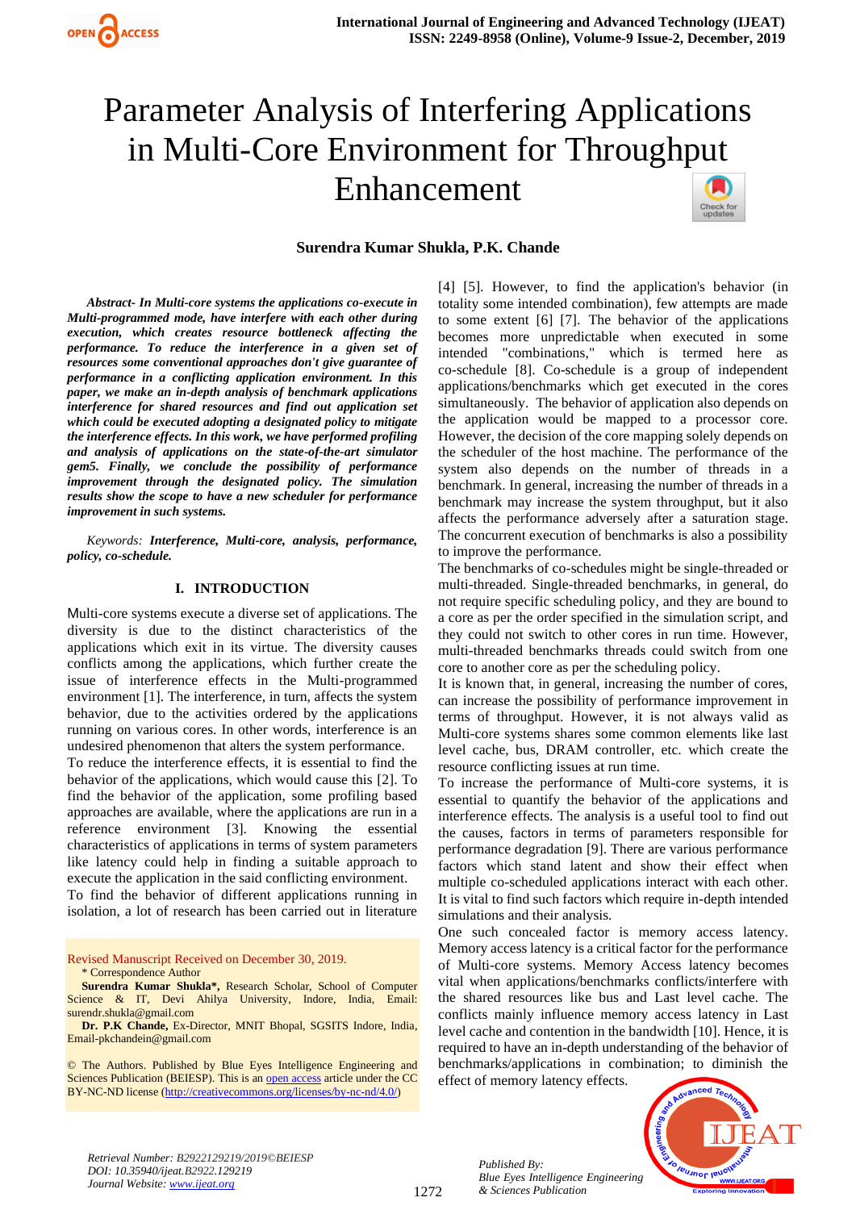# Parameter Analysis of Interfering Applications in Multi-Core Environment for Throughput Enhancement

**Surendra Kumar Shukla, P.K. Chande**

***Abstract- In Multi-core systems the applications co-execute in Multi-programmed mode, have interfere with each other during execution, which creates resource bottleneck affecting the performance. To reduce the interference in a given set of resources some conventional approaches don't give guarantee of performance in a conflicting application environment. In this paper, we make an in-depth analysis of benchmark applications interference for shared resources and find out application set which could be executed adopting a designated policy to mitigate the interference effects. In this work, we have performed profiling and analysis of applications on the state-of-the-art simulator gem5. Finally, we conclude the possibility of performance improvement through the designated policy. The simulation results show the scope to have a new scheduler for performance improvement in such systems.***

*Keywords:* ***Interference, Multi-core, analysis, performance, policy, co-schedule.***

## I. INTRODUCTION

Multi-core systems execute a diverse set of applications. The diversity is due to the distinct characteristics of the applications which exit in its virtue. The diversity causes conflicts among the applications, which further create the issue of interference effects in the Multi-programmed environment [1]. The interference, in turn, affects the system behavior, due to the activities ordered by the applications running on various cores. In other words, interference is an undesired phenomenon that alters the system performance.

To reduce the interference effects, it is essential to find the behavior of the applications, which would cause this [2]. To find the behavior of the application, some profiling based approaches are available, where the applications are run in a reference environment [3]. Knowing the essential characteristics of applications in terms of system parameters like latency could help in finding a suitable approach to execute the application in the said conflicting environment.

To find the behavior of different applications running in isolation, a lot of research has been carried out in literature [4] [5]. However, to find the application's behavior (in totality some intended combination), few attempts are made to some extent [6] [7]. The behavior of the applications becomes more unpredictable when executed in some intended "combinations," which is termed here as co-schedule [8]. Co-schedule is a group of independent applications/benchmarks which get executed in the cores simultaneously. The behavior of application also depends on the application would be mapped to a processor core. However, the decision of the core mapping solely depends on the scheduler of the host machine. The performance of the system also depends on the number of threads in a benchmark. In general, increasing the number of threads in a benchmark may increase the system throughput, but it also affects the performance adversely after a saturation stage. The concurrent execution of benchmarks is also a possibility to improve the performance.

The benchmarks of co-schedules might be single-threaded or multi-threaded. Single-threaded benchmarks, in general, do not require specific scheduling policy, and they are bound to a core as per the order specified in the simulation script, and they could not switch to other cores in run time. However, multi-threaded benchmarks threads could switch from one core to another core as per the scheduling policy.

It is known that, in general, increasing the number of cores, can increase the possibility of performance improvement in terms of throughput. However, it is not always valid as Multi-core systems shares some common elements like last level cache, bus, DRAM controller, etc. which create the resource conflicting issues at run time.

To increase the performance of Multi-core systems, it is essential to quantify the behavior of the applications and interference effects. The analysis is a useful tool to find out the causes, factors in terms of parameters responsible for performance degradation [9]. There are various performance factors which stand latent and show their effect when multiple co-scheduled applications interact with each other. It is vital to find such factors which require in-depth intended simulations and their analysis.

One such concealed factor is memory access latency. Memory access latency is a critical factor for the performance of Multi-core systems. Memory Access latency becomes vital when applications/benchmarks conflicts/interfere with the shared resources like bus and Last level cache. The conflicts mainly influence memory access latency in Last level cache and contention in the bandwidth [10]. Hence, it is required to have an in-depth understanding of the behavior of benchmarks/applications in combination; to diminish the effect of memory latency effects.

Revised Manuscript Received on December 30, 2019.

\* Correspondence Author

**Surendra Kumar Shukla\***, Research Scholar, School of Computer Science & IT, Devi Ahilya University, Indore, India, Email: surendr.shukla@gmail.com

**Dr. P.K Chande,** Ex-Director, MNIT Bhopal, SGSITS Indore, India, Email-pkchandein@gmail.com

© The Authors. Published by Blue Eyes Intelligence Engineering and Sciences Publication (BEIESP). This is an open access article under the CC BY-NC-ND license (http://creativecommons.org/licenses/by-nc-nd/4.0/)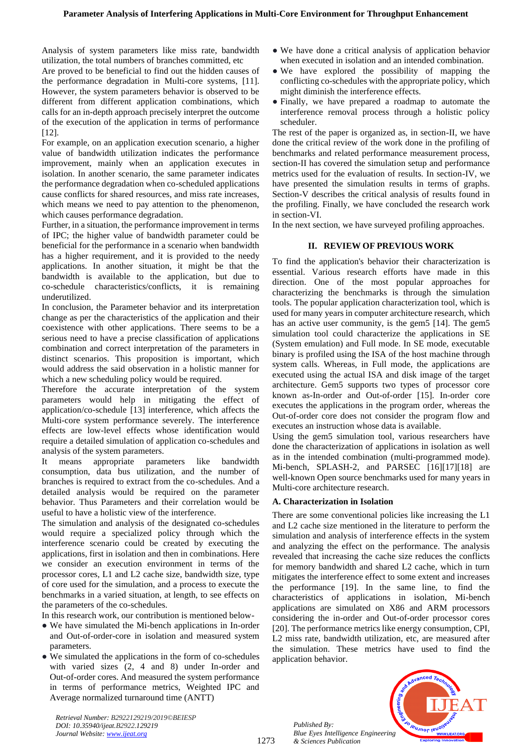Analysis of system parameters like miss rate, bandwidth utilization, the total numbers of branches committed, etc

Are proved to be beneficial to find out the hidden causes of the performance degradation in Multi-core systems, [11]. However, the system parameters behavior is observed to be different from different application combinations, which calls for an in-depth approach precisely interpret the outcome of the execution of the application in terms of performance [12].

For example, on an application execution scenario, a higher value of bandwidth utilization indicates the performance improvement, mainly when an application executes in isolation. In another scenario, the same parameter indicates the performance degradation when co-scheduled applications cause conflicts for shared resources, and miss rate increases, which means we need to pay attention to the phenomenon, which causes performance degradation.

Further, in a situation, the performance improvement in terms of IPC; the higher value of bandwidth parameter could be beneficial for the performance in a scenario when bandwidth has a higher requirement, and it is provided to the needy applications. In another situation, it might be that the bandwidth is available to the application, but due to co-schedule characteristics/conflicts, it is remaining underutilized.

In conclusion, the Parameter behavior and its interpretation change as per the characteristics of the application and their coexistence with other applications. There seems to be a serious need to have a precise classification of applications combination and correct interpretation of the parameters in distinct scenarios. This proposition is important, which would address the said observation in a holistic manner for which a new scheduling policy would be required.

Therefore the accurate interpretation of the system parameters would help in mitigating the effect of application/co-schedule [13] interference, which affects the Multi-core system performance severely. The interference effects are low-level effects whose identification would require a detailed simulation of application co-schedules and analysis of the system parameters.

It means appropriate parameters like bandwidth consumption, data bus utilization, and the number of branches is required to extract from the co-schedules. And a detailed analysis would be required on the parameter behavior. Thus Parameters and their correlation would be useful to have a holistic view of the interference.

The simulation and analysis of the designated co-schedules would require a specialized policy through which the interference scenario could be created by executing the applications, first in isolation and then in combinations. Here we consider an execution environment in terms of the processor cores, L1 and L2 cache size, bandwidth size, type of core used for the simulation, and a process to execute the benchmarks in a varied situation, at length, to see effects on the parameters of the co-schedules.

In this research work, our contribution is mentioned below-

- We have simulated the Mi-bench applications in In-order and Out-of-order-core in isolation and measured system parameters.
- We simulated the applications in the form of co-schedules with varied sizes (2, 4 and 8) under In-order and Out-of-order cores. And measured the system performance in terms of performance metrics, Weighted IPC and Average normalized turnaround time (ANTT)
- We have done a critical analysis of application behavior when executed in isolation and an intended combination.
- We have explored the possibility of mapping the conflicting co-schedules with the appropriate policy, which might diminish the interference effects.
- Finally, we have prepared a roadmap to automate the interference removal process through a holistic policy scheduler.

The rest of the paper is organized as, in section-II, we have done the critical review of the work done in the profiling of benchmarks and related performance measurement process, section-II has covered the simulation setup and performance metrics used for the evaluation of results. In section-IV, we have presented the simulation results in terms of graphs. Section-V describes the critical analysis of results found in the profiling. Finally, we have concluded the research work in section-VI.

In the next section, we have surveyed profiling approaches.

## II. REVIEW OF PREVIOUS WORK

To find the application's behavior their characterization is essential. Various research efforts have made in this direction. One of the most popular approaches for characterizing the benchmarks is through the simulation tools. The popular application characterization tool, which is used for many years in computer architecture research, which has an active user community, is the gem5 [14]. The gem5 simulation tool could characterize the applications in SE (System emulation) and Full mode. In SE mode, executable binary is profiled using the ISA of the host machine through system calls. Whereas, in Full mode, the applications are executed using the actual ISA and disk image of the target architecture. Gem5 supports two types of processor core known as In-order and Out-of-order [15]. In-order core executes the applications in the program order, whereas the Out-of-order core does not consider the program flow and executes an instruction whose data is available.

Using the gem5 simulation tool, various researchers have done the characterization of applications in isolation as well as in the intended combination (multi-programmed mode). Mi-bench, SPLASH-2, and PARSEC [16][17][18] are well-known Open source benchmarks used for many years in Multi-core architecture research.

### A. Characterization in Isolation

There are some conventional policies like increasing the L1 and L2 cache size mentioned in the literature to perform the simulation and analysis of interference effects in the system and analyzing the effect on the performance. The analysis revealed that increasing the cache size reduces the conflicts for memory bandwidth and shared L2 cache, which in turn mitigates the interference effect to some extent and increases the performance [19]. In the same line, to find the characteristics of applications in isolation, Mi-bench applications are simulated on X86 and ARM processors considering the in-order and Out-of-order processor cores [20]. The performance metrics like energy consumption, CPI, L2 miss rate, bandwidth utilization, etc, are measured after the simulation. These metrics have used to find the application behavior.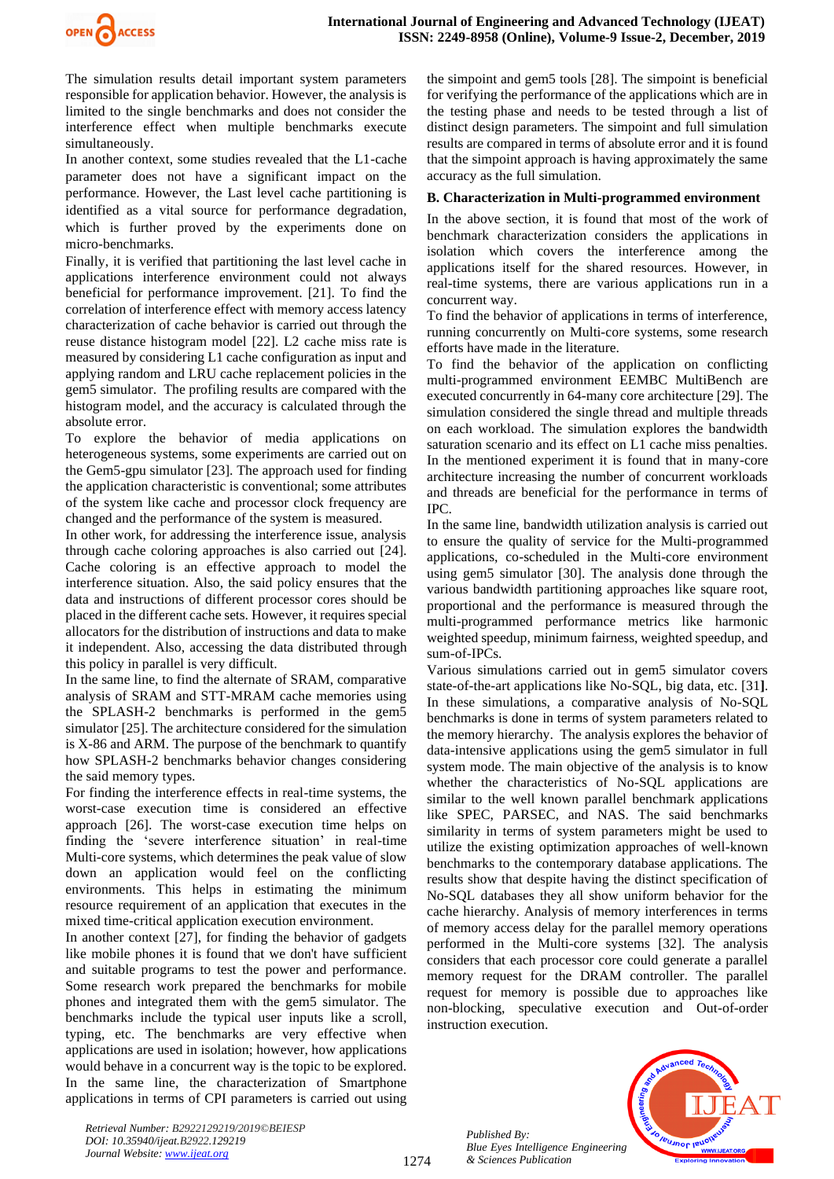The simulation results detail important system parameters responsible for application behavior. However, the analysis is limited to the single benchmarks and does not consider the interference effect when multiple benchmarks execute simultaneously.

In another context, some studies revealed that the L1-cache parameter does not have a significant impact on the performance. However, the Last level cache partitioning is identified as a vital source for performance degradation, which is further proved by the experiments done on micro-benchmarks.

Finally, it is verified that partitioning the last level cache in applications interference environment could not always beneficial for performance improvement. [21]. To find the correlation of interference effect with memory access latency characterization of cache behavior is carried out through the reuse distance histogram model [22]. L2 cache miss rate is measured by considering L1 cache configuration as input and applying random and LRU cache replacement policies in the gem5 simulator. The profiling results are compared with the histogram model, and the accuracy is calculated through the absolute error.

To explore the behavior of media applications on heterogeneous systems, some experiments are carried out on the Gem5-gpu simulator [23]. The approach used for finding the application characteristic is conventional; some attributes of the system like cache and processor clock frequency are changed and the performance of the system is measured.

In other work, for addressing the interference issue, analysis through cache coloring approaches is also carried out [24]. Cache coloring is an effective approach to model the interference situation. Also, the said policy ensures that the data and instructions of different processor cores should be placed in the different cache sets. However, it requires special allocators for the distribution of instructions and data to make it independent. Also, accessing the data distributed through this policy in parallel is very difficult.

In the same line, to find the alternate of SRAM, comparative analysis of SRAM and STT-MRAM cache memories using the SPLASH-2 benchmarks is performed in the gem5 simulator [25]. The architecture considered for the simulation is X-86 and ARM. The purpose of the benchmark to quantify how SPLASH-2 benchmarks behavior changes considering the said memory types.

For finding the interference effects in real-time systems, the worst-case execution time is considered an effective approach [26]. The worst-case execution time helps on finding the 'severe interference situation' in real-time Multi-core systems, which determines the peak value of slow down an application would feel on the conflicting environments. This helps in estimating the minimum resource requirement of an application that executes in the mixed time-critical application execution environment.

In another context [27], for finding the behavior of gadgets like mobile phones it is found that we don't have sufficient and suitable programs to test the power and performance. Some research work prepared the benchmarks for mobile phones and integrated them with the gem5 simulator. The benchmarks include the typical user inputs like a scroll, typing, etc. The benchmarks are very effective when applications are used in isolation; however, how applications would behave in a concurrent way is the topic to be explored. In the same line, the characterization of Smartphone applications in terms of CPI parameters is carried out using the simpoint and gem5 tools [28]. The simpoint is beneficial for verifying the performance of the applications which are in the testing phase and needs to be tested through a list of distinct design parameters. The simpoint and full simulation results are compared in terms of absolute error and it is found that the simpoint approach is having approximately the same accuracy as the full simulation.

### B. Characterization in Multi-programmed environment

In the above section, it is found that most of the work of benchmark characterization considers the applications in isolation which covers the interference among the applications itself for the shared resources. However, in real-time systems, there are various applications run in a concurrent way.

To find the behavior of applications in terms of interference, running concurrently on Multi-core systems, some research efforts have made in the literature.

To find the behavior of the application on conflicting multi-programmed environment EEMBC MultiBench are executed concurrently in 64-many core architecture [29]. The simulation considered the single thread and multiple threads on each workload. The simulation explores the bandwidth saturation scenario and its effect on L1 cache miss penalties. In the mentioned experiment it is found that in many-core architecture increasing the number of concurrent workloads and threads are beneficial for the performance in terms of IPC.

In the same line, bandwidth utilization analysis is carried out to ensure the quality of service for the Multi-programmed applications, co-scheduled in the Multi-core environment using gem5 simulator [30]. The analysis done through the various bandwidth partitioning approaches like square root, proportional and the performance is measured through the multi-programmed performance metrics like harmonic weighted speedup, minimum fairness, weighted speedup, and sum-of-IPCs.

Various simulations carried out in gem5 simulator covers state-of-the-art applications like No-SQL, big data, etc. [31]. In these simulations, a comparative analysis of No-SQL benchmarks is done in terms of system parameters related to the memory hierarchy. The analysis explores the behavior of data-intensive applications using the gem5 simulator in full system mode. The main objective of the analysis is to know whether the characteristics of No-SQL applications are similar to the well known parallel benchmark applications like SPEC, PARSEC, and NAS. The said benchmarks similarity in terms of system parameters might be used to utilize the existing optimization approaches of well-known benchmarks to the contemporary database applications. The results show that despite having the distinct specification of No-SQL databases they all show uniform behavior for the cache hierarchy. Analysis of memory interferences in terms of memory access delay for the parallel memory operations performed in the Multi-core systems [32]. The analysis considers that each processor core could generate a parallel memory request for the DRAM controller. The parallel request for memory is possible due to approaches like non-blocking, speculative execution and Out-of-order instruction execution.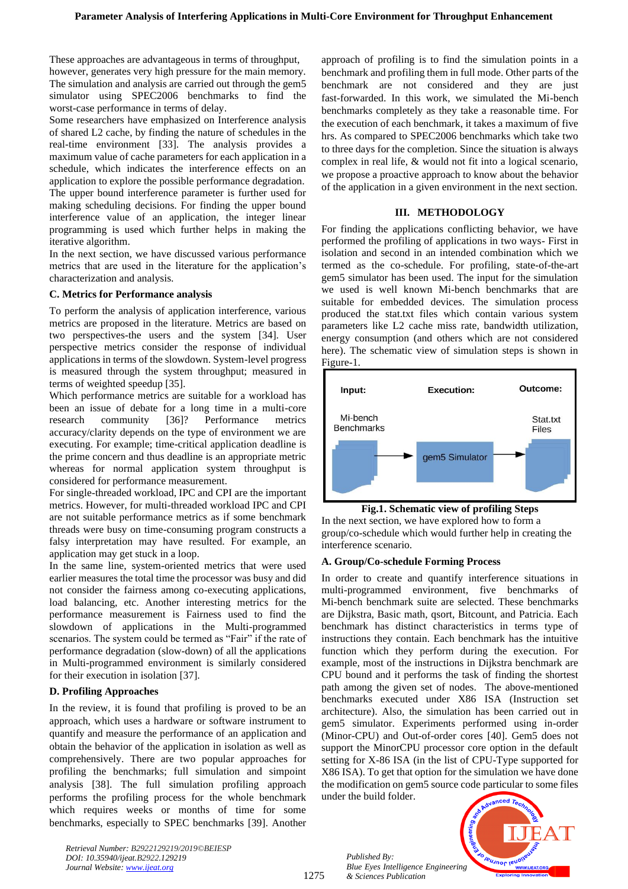These approaches are advantageous in terms of throughput, however, generates very high pressure for the main memory. The simulation and analysis are carried out through the gem5 simulator using SPEC2006 benchmarks to find the worst-case performance in terms of delay.

Some researchers have emphasized on Interference analysis of shared L2 cache, by finding the nature of schedules in the real-time environment [33]. The analysis provides a maximum value of cache parameters for each application in a schedule, which indicates the interference effects on an application to explore the possible performance degradation. The upper bound interference parameter is further used for making scheduling decisions. For finding the upper bound interference value of an application, the integer linear programming is used which further helps in making the iterative algorithm.

In the next section, we have discussed various performance metrics that are used in the literature for the application's characterization and analysis.

### C. Metrics for Performance analysis

To perform the analysis of application interference, various metrics are proposed in the literature. Metrics are based on two perspectives-the users and the system [34]. User perspective metrics consider the response of individual applications in terms of the slowdown. System-level progress is measured through the system throughput; measured in terms of weighted speedup [35].

Which performance metrics are suitable for a workload has been an issue of debate for a long time in a multi-core research community [36]? Performance metrics accuracy/clarity depends on the type of environment we are executing. For example; time-critical application deadline is the prime concern and thus deadline is an appropriate metric whereas for normal application system throughput is considered for performance measurement.

For single-threaded workload, IPC and CPI are the important metrics. However, for multi-threaded workload IPC and CPI are not suitable performance metrics as if some benchmark threads were busy on time-consuming program constructs a falsy interpretation may have resulted. For example, an application may get stuck in a loop.

In the same line, system-oriented metrics that were used earlier measures the total time the processor was busy and did not consider the fairness among co-executing applications, load balancing, etc. Another interesting metrics for the performance measurement is Fairness used to find the slowdown of applications in the Multi-programmed scenarios. The system could be termed as "Fair" if the rate of performance degradation (slow-down) of all the applications in Multi-programmed environment is similarly considered for their execution in isolation [37].

### D. Profiling Approaches

In the review, it is found that profiling is proved to be an approach, which uses a hardware or software instrument to quantify and measure the performance of an application and obtain the behavior of the application in isolation as well as comprehensively. There are two popular approaches for profiling the benchmarks; full simulation and simpoint analysis [38]. The full simulation profiling approach performs the profiling process for the whole benchmark which requires weeks or months of time for some benchmarks, especially to SPEC benchmarks [39]. Another approach of profiling is to find the simulation points in a benchmark and profiling them in full mode. Other parts of the benchmark are not considered and they are just fast-forwarded. In this work, we simulated the Mi-bench benchmarks completely as they take a reasonable time. For the execution of each benchmark, it takes a maximum of five hrs. As compared to SPEC2006 benchmarks which take two to three days for the completion. Since the situation is always complex in real life, & would not fit into a logical scenario, we propose a proactive approach to know about the behavior of the application in a given environment in the next section.

## III. METHODOLOGY

For finding the applications conflicting behavior, we have performed the profiling of applications in two ways- First in isolation and second in an intended combination which we termed as the co-schedule. For profiling, state-of-the-art gem5 simulator has been used. The input for the simulation we used is well known Mi-bench benchmarks that are suitable for embedded devices. The simulation process produced the stat.txt files which contain various system parameters like L2 cache miss rate, bandwidth utilization, energy consumption (and others which are not considered here). The schematic view of simulation steps is shown in Figure-1.

| Input: | Execution: | Outcome: |
|---|---|---|
| Mi-bench Benchmarks → | gem5 Simulator → | Stat.txt Files |

**Fig.1. Schematic view of profiling Steps**

In the next section, we have explored how to form a group/co-schedule which would further help in creating the interference scenario.

### A. Group/Co-schedule Forming Process

In order to create and quantify interference situations in multi-programmed environment, five benchmarks of Mi-bench benchmark suite are selected. These benchmarks are Dijkstra, Basic math, qsort, Bitcount, and Patricia. Each benchmark has distinct characteristics in terms type of instructions they contain. Each benchmark has the intuitive function which they perform during the execution. For example, most of the instructions in Dijkstra benchmark are CPU bound and it performs the task of finding the shortest path among the given set of nodes. The above-mentioned benchmarks executed under X86 ISA (Instruction set architecture). Also, the simulation has been carried out in gem5 simulator. Experiments performed using in-order (Minor-CPU) and Out-of-order cores [40]. Gem5 does not support the MinorCPU processor core option in the default setting for X-86 ISA (in the list of CPU-Type supported for X86 ISA). To get that option for the simulation we have done the modification on gem5 source code particular to some files under the build folder.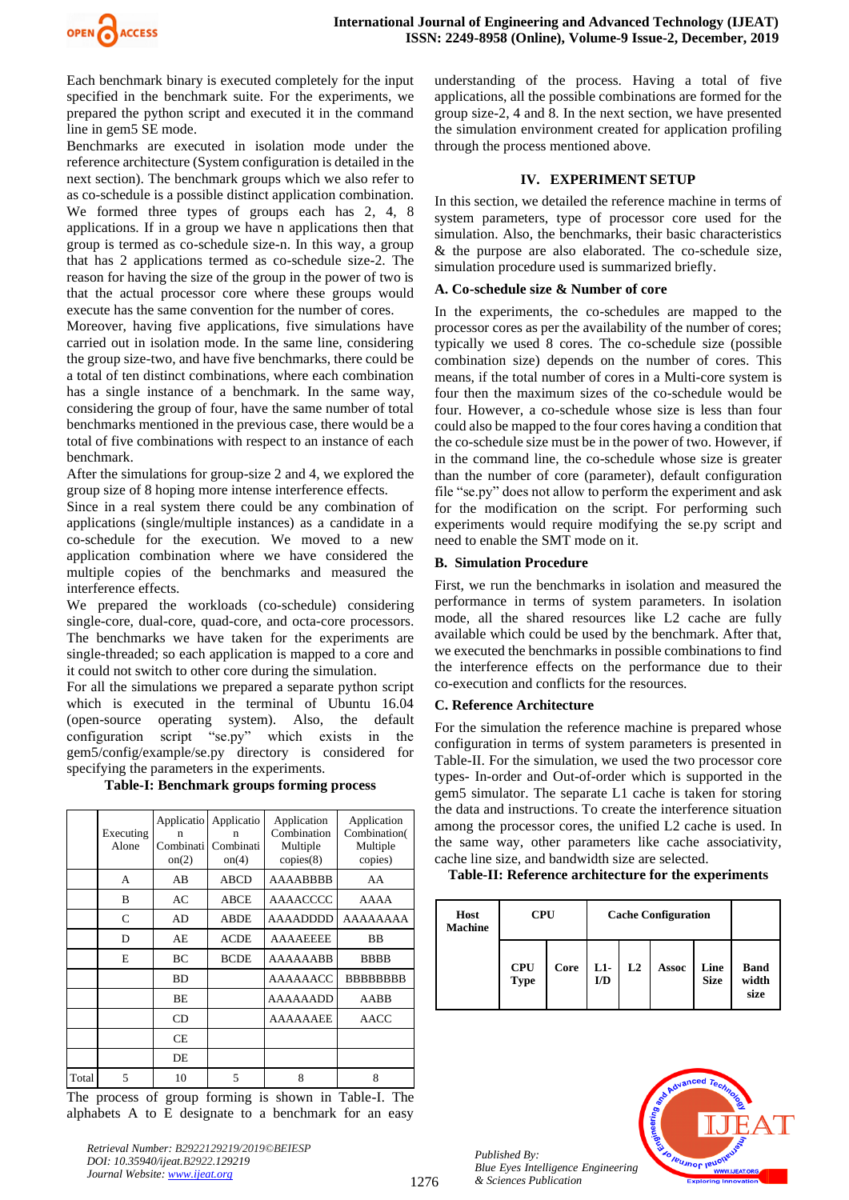Each benchmark binary is executed completely for the input specified in the benchmark suite. For the experiments, we prepared the python script and executed it in the command line in gem5 SE mode.

Benchmarks are executed in isolation mode under the reference architecture (System configuration is detailed in the next section). The benchmark groups which we also refer to as co-schedule is a possible distinct application combination. We formed three types of groups each has 2, 4, 8 applications. If in a group we have n applications then that group is termed as co-schedule-n. In this way, a group that has 2 applications termed as co-schedule size-2. The reason for having the size of the group in the power of two is that the actual processor core where these groups would execute has the same convention for the number of cores.

Moreover, having five applications, five simulations have carried out in isolation mode. In the same line, considering the group size-two, and have five benchmarks, there could be a total of ten distinct combinations, where each combination has a single instance of a benchmark. In the same way, considering the group of four, have the same number of total benchmarks mentioned in the previous case, there would be a total of five combinations with respect to an instance of each benchmark.

After the simulations for group-size 2 and 4, we explored the group size of 8 hoping more intense interference effects.

Since in a real system there could be any combination of applications (single/multiple instances) as a candidate in a co-schedule for the execution. We moved to a new application combination where we have considered the multiple copies of the benchmarks and measured the interference effects.

We prepared the workloads (co-schedule) considering single-core, dual-core, quad-core, and octa-core processors. The benchmarks we have taken for the experiments are single-threaded; so each application is mapped to a core and it could not switch to other core during the simulation.

For all the simulations we prepared a separate python script which is executed in the terminal of Ubuntu 16.04 (open-source operating system). Also, the default configuration script "se.py" which exists in the gem5/config/example/se.py directory is considered for specifying the parameters in the experiments.

**Table-I: Benchmark groups forming process**

| | Executing Alone | Application Combination(2) | Application Combination(4) | Application Combination Multiple copies(8) | Application Combination( Multiple copies) |
|---|---|---|---|---|---|
| | A | AB | ABCD | AAAABBBB | AA |
| | B | AC | ABCE | AAAACCCC | AAAA |
| | C | AD | ABDE | AAAADDDD | AAAAAAAA |
| | D | AE | ACDE | AAAAEEEE | BB |
| | E | BC | BCDE | AAAAAABB | BBBB |
| | | BD | | AAAAAACC | BBBBBBBB |
| | | BE | | AAAAAADD | AABB |
| | | CD | | AAAAAAEE | AACC |
| | | CE | | | |
| | | DE | | | |
| Total | 5 | 10 | 5 | 8 | 8 |

The process of group forming is shown in Table-I. The alphabets A to E designate to a benchmark for an easy understanding of the process. Having a total of five applications, all the possible combinations are formed for the group size-2, 4 and 8. In the next section, we have presented the simulation environment created for application profiling through the process mentioned above.

## IV. EXPERIMENT SETUP

In this section, we detailed the reference machine in terms of system parameters, type of processor core used for the simulation. Also, the benchmarks, their basic characteristics & the purpose are also elaborated. The co-schedule size, simulation procedure used is summarized briefly.

### A. Co-schedule size & Number of core

In the experiments, the co-schedules are mapped to the processor cores as per the availability of the number of cores; typically we used 8 cores. The co-schedule size (possible combination size) depends on the number of cores. This means, if the total number of cores in a Multi-core system is four then the maximum sizes of the co-schedule would be four. However, a co-schedule whose size is less than four could also be mapped to the four cores having a condition that the co-schedule size must be in the power of two. However, if in the command line, the co-schedule whose size is greater than the number of core (parameter), default configuration file "se.py" does not allow to perform the experiment and ask for the modification on the script. For performing such experiments would require modifying the se.py script and need to enable the SMT mode on it.

### B. Simulation Procedure

First, we run the benchmarks in isolation and measured the performance in terms of system parameters. In isolation mode, all the shared resources like L2 cache are fully available which could be used by the benchmark. After that, we executed the benchmarks in possible combinations to find the interference effects on the performance due to their co-execution and conflicts for the resources.

### C. Reference Architecture

For the simulation the reference machine is prepared whose configuration in terms of system parameters is presented in Table-II. For the simulation, we used the two processor core types- In-order and Out-of-order which is supported in the gem5 simulator. The separate L1 cache is taken for storing the data and instructions. To create the interference situation among the processor cores, the unified L2 cache is used. In the same way, other parameters like cache associativity, cache line size, and bandwidth size are selected.

**Table-II: Reference architecture for the experiments**

| Host Machine | CPU | | Cache Configuration | | | | |
|---|---|---|---|---|---|---|---|
| | CPU Type | Core | L1-I/D | L2 | Assoc | Line Size | Band width size |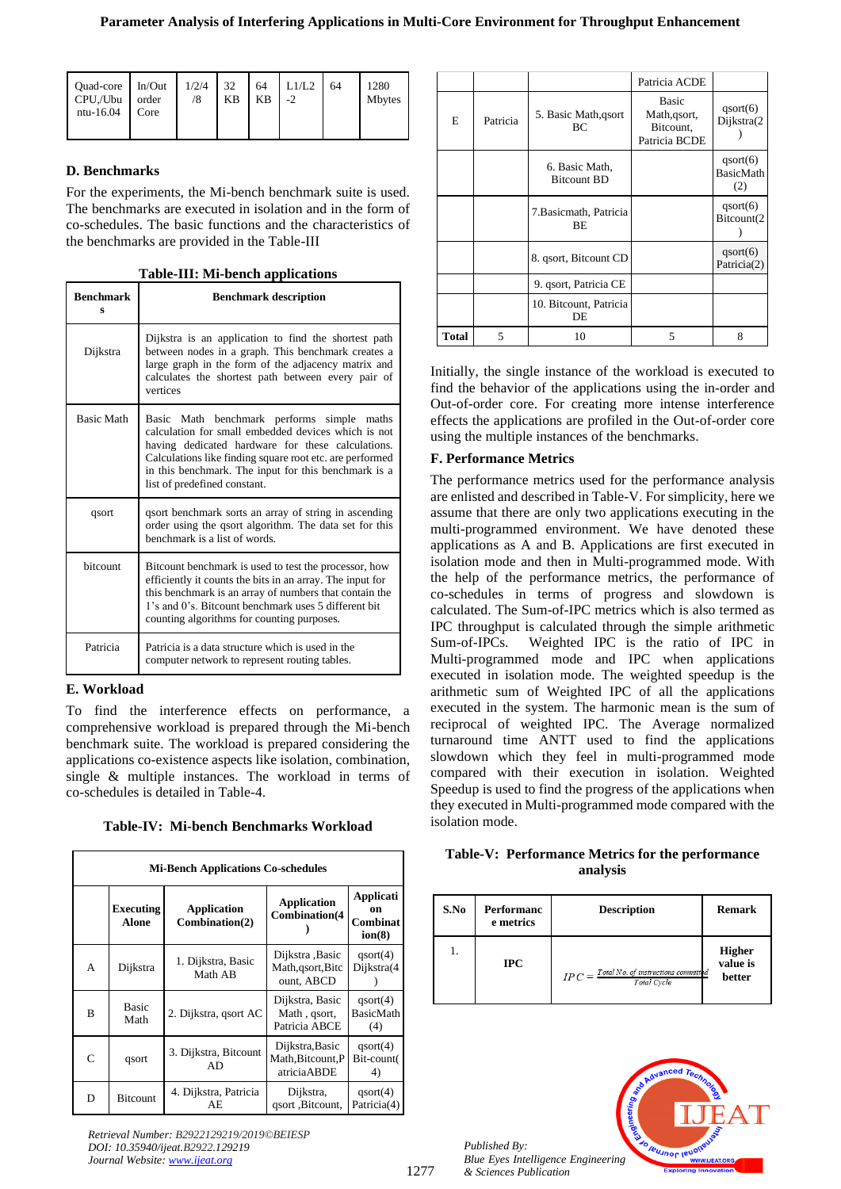| Quad-core CPU,/Ubuntu-16.04 | In/Out order Core | 1/2/4/8 | 32 KB | 64 KB | L1/L2-2 | 64 | 1280 Mbytes |
|---|---|---|---|---|---|---|---|

**D. Benchmarks**

For the experiments, the Mi-bench benchmark suite is used. The benchmarks are executed in isolation and in the form of co-schedules. The basic functions and the characteristics of the benchmarks are provided in the Table-III

**Table-III: Mi-bench applications**

| Benchmarks | Benchmark description |
|---|---|
| Dijkstra | Dijkstra is an application to find the shortest path between nodes in a graph. This benchmark creates a large graph in the form of the adjacency matrix and calculates the shortest path between every pair of vertices |
| Basic Math | Basic Math benchmark performs simple maths calculation for small embedded devices which is not having dedicated hardware for these calculations. Calculations like finding square root etc. are performed in this benchmark. The input for this benchmark is a list of predefined constant. |
| qsort | qsort benchmark sorts an array of string in ascending order using the qsort algorithm. The data set for this benchmark is a list of words. |
| bitcount | Bitcount benchmark is used to test the processor, how efficiently it counts the bits in an array. The input for this benchmark is an array of numbers that contain the 1's and 0's. Bitcount benchmark uses 5 different bit counting algorithms for counting purposes. |
| Patricia | Patricia is a data structure which is used in the computer network to represent routing tables. |

**E. Workload**

To find the interference effects on performance, a comprehensive workload is prepared through the Mi-bench benchmark suite. The workload is prepared considering the applications co-existence aspects like isolation, combination, single & multiple instances. The workload in terms of co-schedules is detailed in Table-4.

**Table-IV: Mi-bench Benchmarks Workload**

| Mi-Bench Applications Co-schedules | | | | |
|---|---|---|---|---|
| | **Executing Alone** | **Application Combination(2)** | **Application Combination(4)** | **Application Combination(8)** |
| A | Dijkstra | 1. Dijkstra, Basic Math AB | Dijkstra ,Basic Math,qsort,Bitcount, ABCD | qsort(4) Dijkstra(4) |
| B | Basic Math | 2. Dijkstra, qsort AC | Dijkstra, Basic Math , qsort, Patricia ABCE | qsort(4) BasicMath (4) |
| C | qsort | 3. Dijkstra, Bitcount AD | Dijkstra,Basic Math,Bitcount,PatriciaABDE | qsort(4) Bit-count(4) |
| D | Bitcount | 4. Dijkstra, Patricia AE | Dijkstra, qsort ,Bitcount, Patricia ACDE | qsort(4) Patricia(4) |
| E | Patricia | 5. Basic Math,qsort BC | Basic Math,qsort, Bitcount, Patricia BCDE | qsort(6) Dijkstra(2) |
| | | 6. Basic Math, Bitcount BD | | qsort(6) BasicMath (2) |
| | | 7.Basicmath, Patricia BE | | qsort(6) Bitcount(2) |
| | | 8. qsort, Bitcount CD | | qsort(6) Patricia(2) |
| | | 9. qsort, Patricia CE | | |
| | | 10. Bitcount, Patricia DE | | |
| **Total** | 5 | 10 | 5 | 8 |

Initially, the single instance of the workload is executed to find the behavior of the applications using the in-order and Out-of-order core. For creating more intense interference effects the applications are profiled in the Out-of-order core using the multiple instances of the benchmarks.

**F. Performance Metrics**

The performance metrics used for the performance analysis are enlisted and described in Table-V. For simplicity, here we assume that there are only two applications executing in the multi-programmed environment. We have denoted these applications as A and B. Applications are first executed in isolation mode and then in Multi-programmed mode. With the help of the performance metrics, the performance of co-schedules in terms of progress and slowdown is calculated. The Sum-of-IPC metrics which is also termed as IPC throughput is calculated through the simple arithmetic Sum-of-IPCs. Weighted IPC is the ratio of IPC in Multi-programmed mode and IPC when applications executed in isolation mode. The weighted speedup is the arithmetic sum of Weighted IPC of all the applications executed in the system. The harmonic mean is the sum of reciprocal of weighted IPC. The Average normalized turnaround time ANTT used to find the applications slowdown which they feel in multi-programmed mode compared with their execution in isolation. Weighted Speedup is used to find the progress of the applications when they executed in Multi-programmed mode compared with the isolation mode.

**Table-V: Performance Metrics for the performance analysis**

| S.No | Performance metrics | Description | Remark |
|---|---|---|---|
| 1. | **IPC** | $IPC = \frac{Total\ No.\ of\ instructions\ committed}{Total\ Cycle}$ | **Higher value is better** |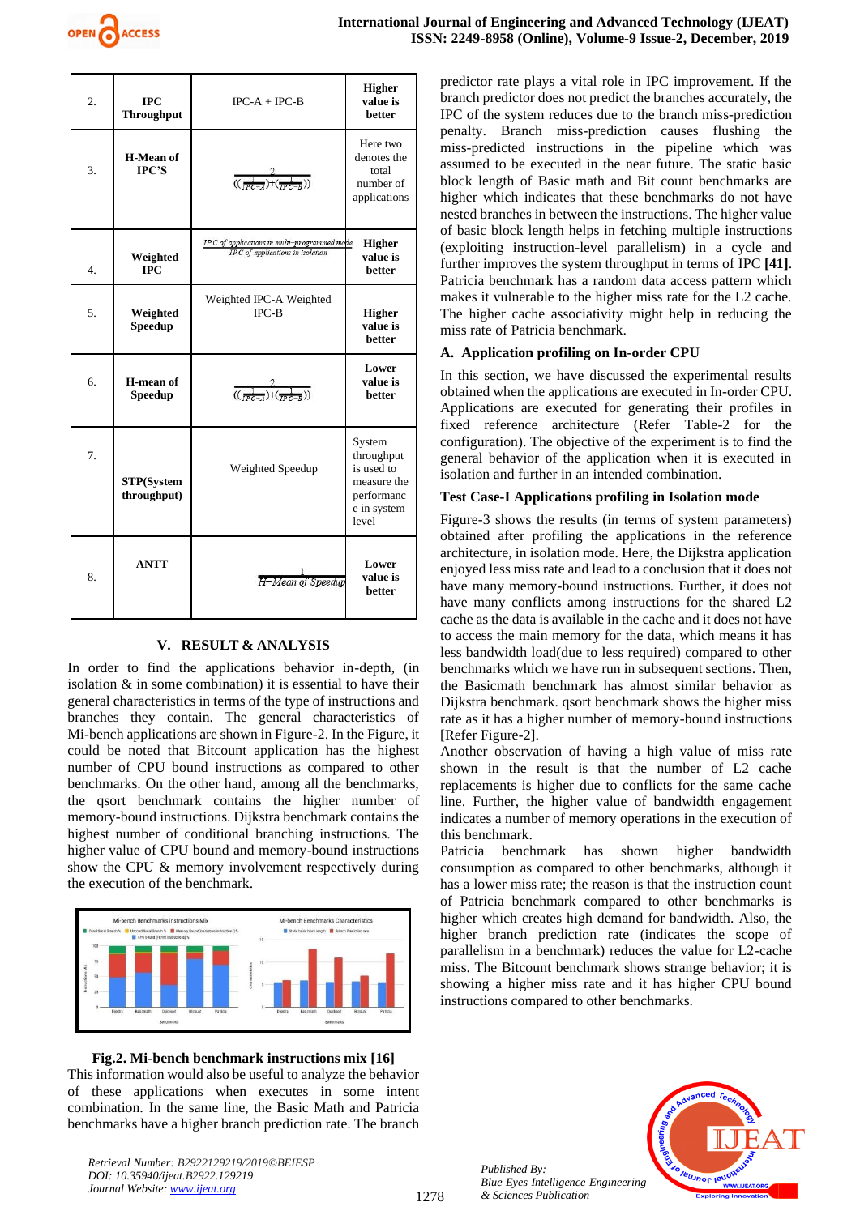| | | | |
|---|---|---|---|
| 2. | **IPC Throughput** | IPC-A + IPC-B | **Higher value is better** |
| 3. | **H-Mean of IPC'S** | $\frac{2}{\left(\left(\frac{1}{IPC-A}\right)+\left(\frac{1}{IPC-B}\right)\right)}$ | Here two denotes the total number of applications |
| 4. | **Weighted IPC** | $\frac{IPC\ of\ applications\ in\ multi-programmed\ mode}{IPC\ of\ applications\ in\ isolation}$ | **Higher value is better** |
| 5. | **Weighted Speedup** | Weighted IPC-A Weighted IPC-B | **Higher value is better** |
| 6. | **H-mean of Speedup** | $\frac{2}{\left(\left(\frac{1}{IPC-A}\right)+\left(\frac{1}{IPC-B}\right)\right)}$ | **Lower value is better** |
| 7. | **STP(System throughput)** | Weighted Speedup | System throughput is used to measure the performance in system level |
| 8. | **ANTT** | $\frac{1}{H-Mean\ of\ Speedup}$ | **Lower value is better** |

## V. RESULT & ANALYSIS

In order to find the applications behavior in-depth, (in isolation & in some combination) it is essential to have their general characteristics in terms of the type of instructions and branches they contain. The general characteristics of Mi-bench applications are shown in Figure-2. In the Figure, it could be noted that Bitcount application has the highest number of CPU bound instructions as compared to other benchmarks. On the other hand, among all the benchmarks, the qsort benchmark contains the higher number of memory-bound instructions. Dijkstra benchmark contains the highest number of conditional branching instructions. The higher value of CPU bound and memory-bound instructions show the CPU & memory involvement respectively during the execution of the benchmark.

**Fig.2. Mi-bench benchmark instructions mix [16]**

This information would also be useful to analyze the behavior of these applications when executes in some intent combination. In the same line, the Basic Math and Patricia benchmarks have a higher branch prediction rate. The branch predictor rate plays a vital role in IPC improvement. If the branch predictor does not predict the branches accurately, the IPC of the system reduces due to the branch miss-prediction penalty. Branch miss-prediction causes flushing the miss-predicted instructions in the pipeline which was assumed to be executed in the near future. The static basic block length of Basic math and Bit count benchmarks are higher which indicates that these benchmarks do not have nested branches in between the instructions. The higher value of basic block length helps in fetching multiple instructions (exploiting instruction-level parallelism) in a cycle and further improves the system throughput in terms of IPC **[41]**. Patricia benchmark has a random data access pattern which makes it vulnerable to the higher miss rate for the L2 cache. The higher cache associativity might help in reducing the miss rate of Patricia benchmark.

### A. Application profiling on In-order CPU

In this section, we have discussed the experimental results obtained when the applications are executed in In-order CPU. Applications are executed for generating their profiles in fixed reference architecture (Refer Table-2 for the configuration). The objective of the experiment is to find the general behavior of the application when it is executed in isolation and further in an intended combination.

### Test Case-I Applications profiling in Isolation mode

Figure-3 shows the results (in terms of system parameters) obtained after profiling the applications in the reference architecture, in isolation mode. Here, the Dijkstra application enjoyed less miss rate and lead to a conclusion that it does not have many memory-bound instructions. Further, it does not have many conflicts among instructions for the shared L2 cache as the data is available in the cache and it does not have to access the main memory for the data, which means it has less bandwidth load(due to less required) compared to other benchmarks which we have run in subsequent sections. Then, the Basicmath benchmark has almost similar behavior as Dijkstra benchmark. qsort benchmark shows the higher miss rate as it has a higher number of memory-bound instructions [Refer Figure-2].

Another observation of having a high value of miss rate shown in the result is that the number of L2 cache replacements is higher due to conflicts for the same cache line. Further, the higher value of bandwidth engagement indicates a number of memory operations in the execution of this benchmark.

Patricia benchmark has shown higher bandwidth consumption as compared to other benchmarks, although it has a lower miss rate; the reason is that the instruction count of Patricia benchmark compared to other benchmarks is higher which creates high demand for bandwidth. Also, the higher branch prediction rate (indicates the scope of parallelism in a benchmark) reduces the value for L2-cache miss. The Bitcount benchmark shows strange behavior; it is showing a higher miss rate and it has higher CPU bound instructions compared to other benchmarks.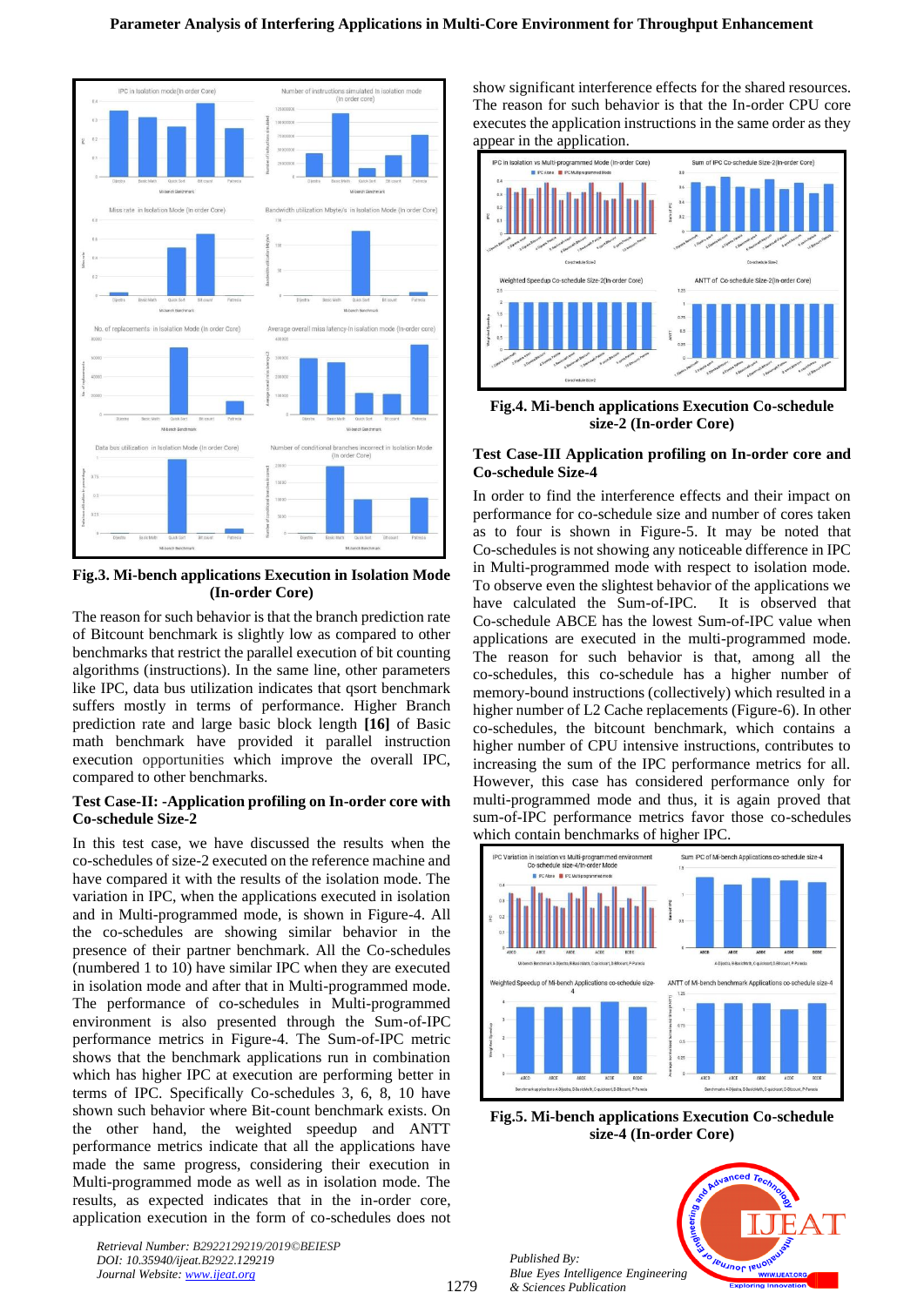**Fig.3. Mi-bench applications Execution in Isolation Mode (In-order Core)**

The reason for such behavior is that the branch prediction rate of Bitcount benchmark is slightly low as compared to other benchmarks that restrict the parallel execution of bit counting algorithms (instructions). In the same line, other parameters like IPC, data bus utilization indicates that qsort benchmark suffers mostly in terms of performance. Higher Branch prediction rate and large basic block length **[16]** of Basic math benchmark have provided it parallel instruction execution opportunities which improve the overall IPC, compared to other benchmarks.

**Test Case-II: -Application profiling on In-order core with Co-schedule Size-2**

In this test case, we have discussed the results when the co-schedules of size-2 executed on the reference machine and have compared it with the results of the isolation mode. The variation in IPC, when the applications executed in isolation and in Multi-programmed mode, is shown in Figure-4. All the co-schedules are showing similar behavior in the presence of their partner benchmark. All the Co-schedules (numbered 1 to 10) have similar IPC when they are executed in isolation mode and after that in Multi-programmed mode. The performance of co-schedules in Multi-programmed environment is also presented through the Sum-of-IPC performance metrics in Figure-4. The Sum-of-IPC metric shows that the benchmark applications run in combination which has higher IPC at execution are performing better in terms of IPC. Specifically Co-schedules 3, 6, 8, 10 have shown such behavior where Bit-count benchmark exists. On the other hand, the weighted speedup and ANTT performance metrics indicate that all the applications have made the same progress, considering their execution in Multi-programmed mode as well as in isolation mode. The results, as expected indicates that in the in-order core, application execution in the form of co-schedules does not show significant interference effects for the shared resources. The reason for such behavior is that the In-order CPU core executes the application instructions in the same order as they appear in the application.

**Fig.4. Mi-bench applications Execution Co-schedule size-2 (In-order Core)**

**Test Case-III Application profiling on In-order core and Co-schedule Size-4**

In order to find the interference effects and their impact on performance for co-schedule size and number of cores taken as to four is shown in Figure-5. It may be noted that Co-schedules is not showing any noticeable difference in IPC in Multi-programmed mode with respect to isolation mode. To observe even the slightest behavior of the applications we have calculated the Sum-of-IPC. It is observed that Co-schedule ABCE has the lowest Sum-of-IPC value when applications are executed in the multi-programmed mode. The reason for such behavior is that, among all the co-schedules, this co-schedule has a higher number of memory-bound instructions (collectively) which resulted in a higher number of L2 Cache replacements (Figure-6). In other co-schedules, the bitcount benchmark, which contains a higher number of CPU intensive instructions, contributes to increasing the sum of the IPC performance metrics for all. However, this case has considered performance only for multi-programmed mode and thus, it is again proved that sum-of-IPC performance metrics favor those co-schedules which contain benchmarks of higher IPC.

**Fig.5. Mi-bench applications Execution Co-schedule size-4 (In-order Core)**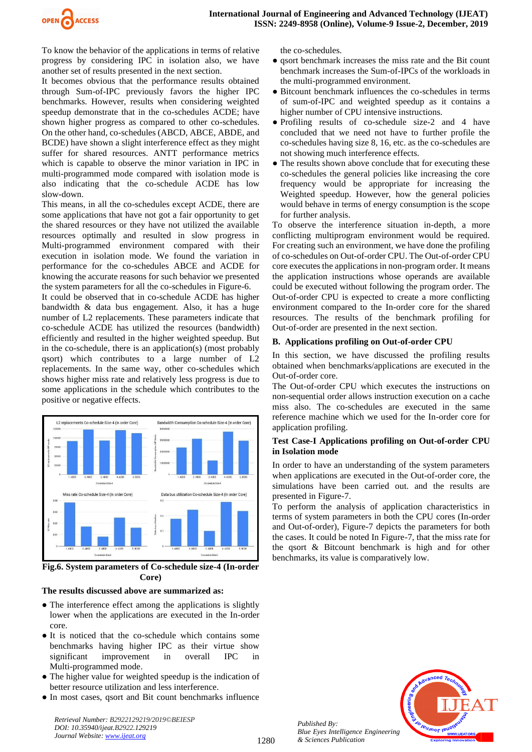To know the behavior of the applications in terms of relative progress by considering IPC in isolation also, we have another set of results presented in the next section.

It becomes obvious that the performance results obtained through Sum-of-IPC previously favors the higher IPC benchmarks. However, results when considering weighted speedup demonstrate that in the co-schedules ACDE; have shown higher progress as compared to other co-schedules. On the other hand, co-schedules (ABCD, ABCE, ABDE, and BCDE) have shown a slight interference effect as they might suffer for shared resources. ANTT performance metrics which is capable to observe the minor variation in IPC in multi-programmed mode compared with isolation mode is also indicating that the co-schedule ACDE has low slow-down.

This means, in all the co-schedules except ACDE, there are some applications that have not got a fair opportunity to get the shared resources or they have not utilized the available resources optimally and resulted in slow progress in Multi-programmed environment compared with their execution in isolation mode. We found the variation in performance for the co-schedules ABCE and ACDE for knowing the accurate reasons for such behavior we presented the system parameters for all the co-schedules in Figure-6.

It could be observed that in co-schedule ACDE has higher bandwidth & data bus engagement. Also, it has a huge number of L2 replacements. These parameters indicate that co-schedule ACDE has utilized the resources (bandwidth) efficiently and resulted in the higher weighted speedup. But in the co-schedule, there is an application(s) (most probably qsort) which contributes to a large number of L2 replacements. In the same way, other co-schedules which shows higher miss rate and relatively less progress is due to some applications in the schedule which contributes to the positive or negative effects.

**Fig.6. System parameters of Co-schedule size-4 (In-order Core)**

**The results discussed above are summarized as:**

- The interference effect among the applications is slightly lower when the applications are executed in the In-order core.
- It is noticed that the co-schedule which contains some benchmarks having higher IPC as their virtue show significant improvement in overall IPC in Multi-programmed mode.
- The higher value for weighted speedup is the indication of better resource utilization and less interference.
- In most cases, qsort and Bit count benchmarks influence the co-schedules.
- qsort benchmark increases the miss rate and the Bit count benchmark increases the Sum-of-IPCs of the workloads in the multi-programmed environment.
- Bitcount benchmark influences the co-schedules in terms of sum-of-IPC and weighted speedup as it contains a higher number of CPU intensive instructions.
- Profiling results of co-schedule size-2 and 4 have concluded that we need not have to further profile the co-schedules having size 8, 16, etc. as the co-schedules are not showing much interference effects.
- The results shown above conclude that for executing these co-schedules the general policies like increasing the core frequency would be appropriate for increasing the Weighted speedup. However, how the general policies would behave in terms of energy consumption is the scope for further analysis.

To observe the interference situation in-depth, a more conflicting multiprogram environment would be required. For creating such an environment, we have done the profiling of co-schedules on Out-of-order CPU. The Out-of-order CPU core executes the applications in non-program order. It means the application instructions whose operands are available could be executed without following the program order. The Out-of-order CPU is expected to create a more conflicting environment compared to the In-order core for the shared resources. The results of the benchmark profiling for Out-of-order are presented in the next section.

### B. Applications profiling on Out-of-order CPU

In this section, we have discussed the profiling results obtained when benchmarks/applications are executed in the Out-of-order core.

The Out-of-order CPU which executes the instructions on non-sequential order allows instruction execution on a cache miss also. The co-schedules are executed in the same reference machine which we used for the In-order core for application profiling.

#### Test Case-I Applications profiling on Out-of-order CPU in Isolation mode

In order to have an understanding of the system parameters when applications are executed in the Out-of-order core, the simulations have been carried out. and the results are presented in Figure-7.

To perform the analysis of application characteristics in terms of system parameters in both the CPU cores (In-order and Out-of-order), Figure-7 depicts the parameters for both the cases. It could be noted In Figure-7, that the miss rate for the qsort & Bitcount benchmark is high and for other benchmarks, its value is comparatively low.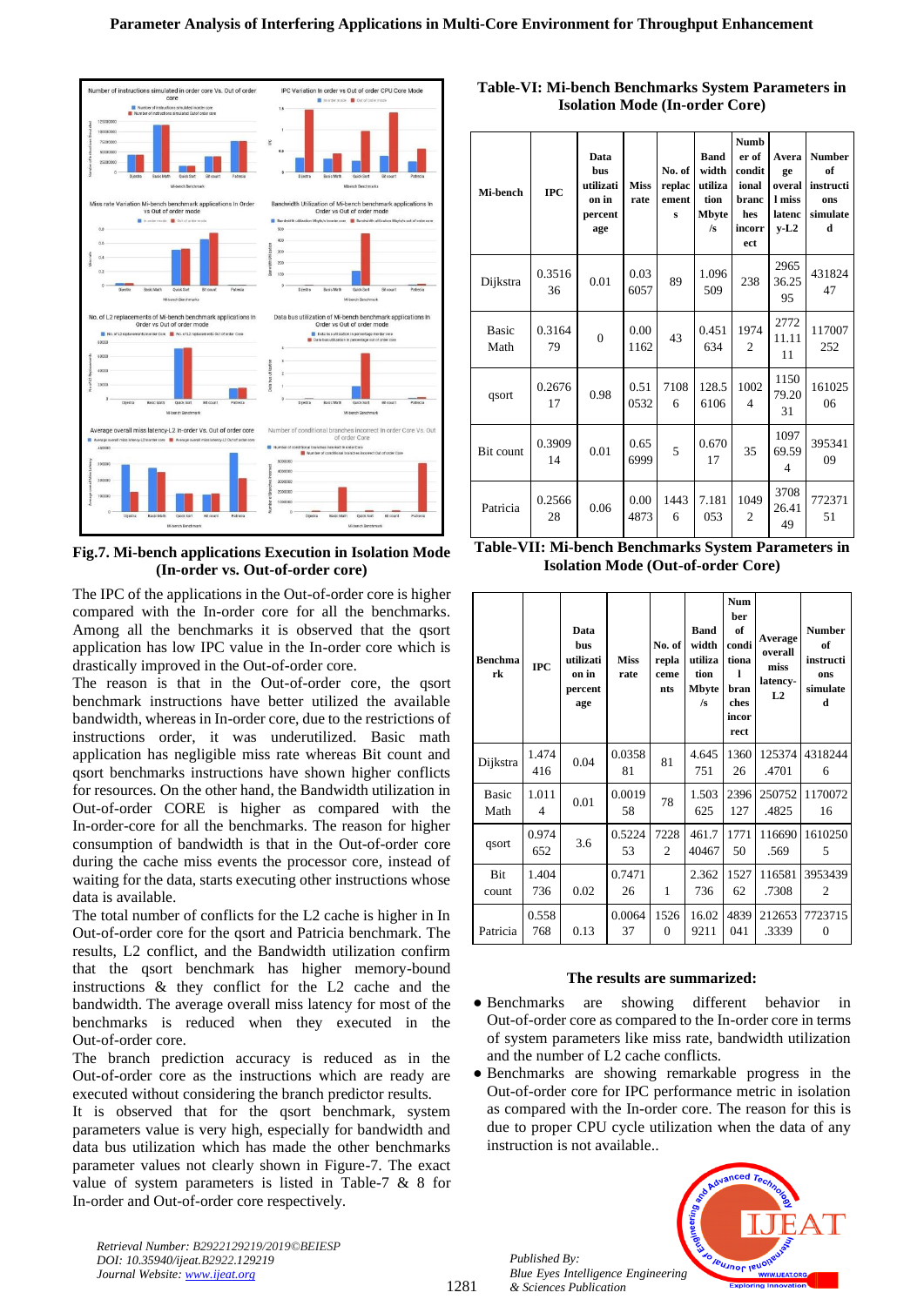Fig.7. Mi-bench applications Execution in Isolation Mode (In-order vs. Out-of-order core)

The IPC of the applications in the Out-of-order core is higher compared with the In-order core for all the benchmarks. Among all the benchmarks it is observed that the qsort application has low IPC value in the In-order core which is drastically improved in the Out-of-order core.

The reason is that in the Out-of-order core, the qsort benchmark instructions have better utilized the available bandwidth, whereas in In-order core, due to the restrictions of instructions order, it was underutilized. Basic math application has negligible miss rate whereas Bit count and qsort benchmarks instructions have shown higher conflicts for resources. On the other hand, the Bandwidth utilization in Out-of-order CORE is higher as compared with the In-order-core for all the benchmarks. The reason for higher consumption of bandwidth is that in the Out-of-order core during the cache miss events the processor core, instead of waiting for the data, starts executing other instructions whose data is available.

The total number of conflicts for the L2 cache is higher in In Out-of-order core for the qsort and Patricia benchmark. The results, L2 conflict, and the Bandwidth utilization confirm that the qsort benchmark has higher memory-bound instructions & they conflict for the L2 cache and the bandwidth. The average overall miss latency for most of the benchmarks is reduced when they executed in the Out-of-order core.

The branch prediction accuracy is reduced as in the Out-of-order core as the instructions which are ready are executed without considering the branch predictor results.

It is observed that for the qsort benchmark, system parameters value is very high, especially for bandwidth and data bus utilization which has made the other benchmarks parameter values not clearly shown in Figure-7. The exact value of system parameters is listed in Table-7 & 8 for In-order and Out-of-order core respectively.

**Table-VI: Mi-bench Benchmarks System Parameters in Isolation Mode (In-order Core)**

| Mi-bench | IPC | Data bus utilization percentage | Miss rate | No. of replacements | Band width utilization Mbyte/s | Number of conditional branches incorrect | Average overall miss latency-L2 | Number of instructions simulated |
|---|---|---|---|---|---|---|---|---|
| Dijkstra | 0.351636 | 0.01 | 0.036057 | 89 | 1.096509 | 238 | 296536.2595 | 43182447 |
| Basic Math | 0.316479 | 0 | 0.001162 | 43 | 0.451634 | 19742 | 277211.1111 | 117007252 |
| qsort | 0.267617 | 0.98 | 0.510532 | 71086 | 128.56106 | 10024 | 115079.2031 | 16102506 |
| Bit count | 0.390914 | 0.01 | 0.656999 | 5 | 0.67017 | 35 | 109769.594 | 39534109 |
| Patricia | 0.256628 | 0.06 | 0.004873 | 14436 | 7.181053 | 10492 | 370826.1549 | 77237151 |

**Table-VII: Mi-bench Benchmarks System Parameters in Isolation Mode (Out-of-order Core)**

| Benchmark | IPC | Data bus utilization percentage | Miss rate | No. of replacements | Band width utilization Mbyte/s | Number of conditional branches incorrect | Average overall miss latency-L2 | Number of instructions simulated |
|---|---|---|---|---|---|---|---|---|
| Dijkstra | 1.474416 | 0.04 | 0.035881 | 81 | 4.645751 | 136026 | 125374.4701 | 43182446 |
| Basic Math | 1.0114 | 0.01 | 0.001958 | 78 | 1.503625 | 2396127 | 250752.4825 | 117007216 |
| qsort | 0.974652 | 3.6 | 0.522453 | 72282 | 461.740467 | 177150 | 116690.569 | 16102505 |
| Bit count | 1.404736 | 0.02 | 0.747126 | 1 | 2.362736 | 152762 | 116581.7308 | 39534392 |
| Patricia | 0.558768 | 0.13 | 0.006437 | 15260 | 16.029211 | 4839041 | 212653.3339 | 77237150 |

**The results are summarized:**

- Benchmarks are showing different behavior in Out-of-order core as compared to the In-order core in terms of system parameters like miss rate, bandwidth utilization and the number of L2 cache conflicts.
- Benchmarks are showing remarkable progress in the Out-of-order core for IPC performance metric in isolation as compared with the In-order core. The reason for this is due to proper CPU cycle utilization when the data of any instruction is not available..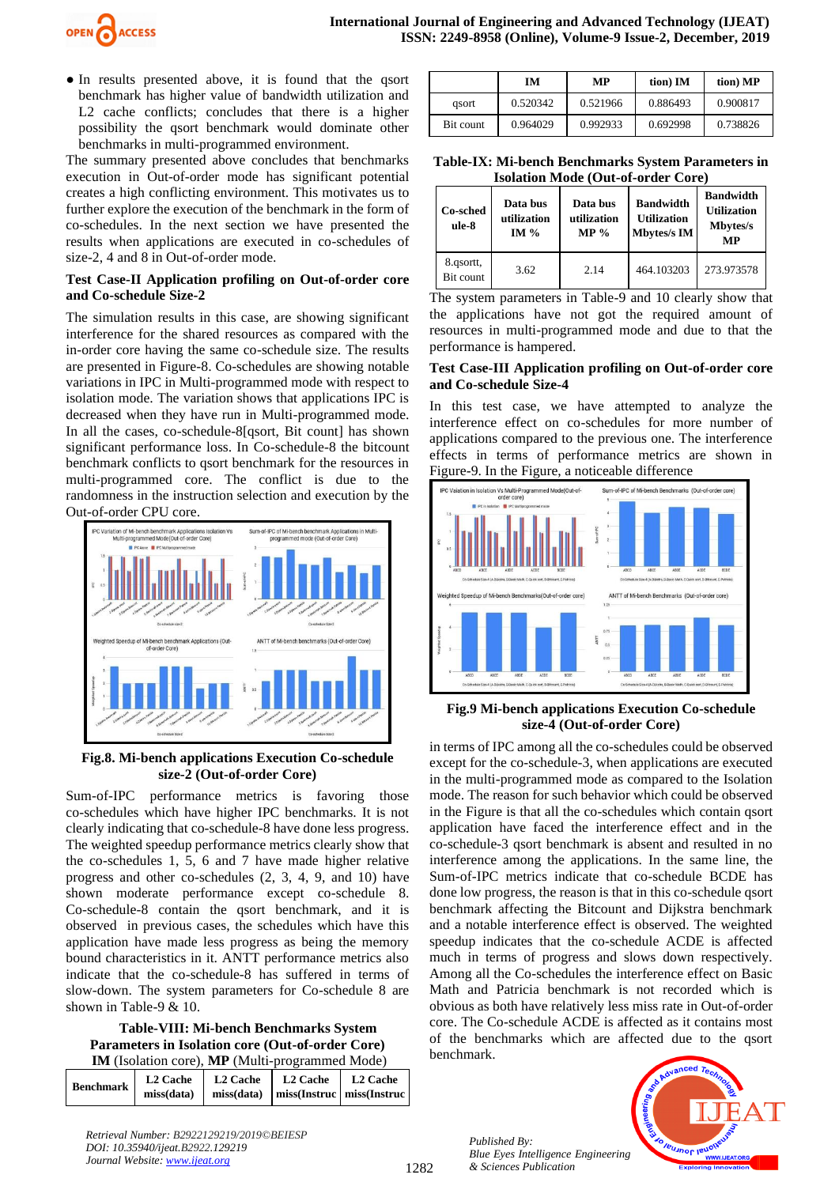- In results presented above, it is found that the qsort benchmark has higher value of bandwidth utilization and L2 cache conflicts; concludes that there is a higher possibility the qsort benchmark would dominate other benchmarks in multi-programmed environment.

The summary presented above concludes that benchmarks execution in Out-of-order mode has significant potential creates a high conflicting environment. This motivates us to further explore the execution of the benchmark in the form of co-schedules. In the next section we have presented the results when applications are executed in co-schedules of size-2, 4 and 8 in Out-of-order mode.

**Test Case-II Application profiling on Out-of-order core and Co-schedule Size-2**

The simulation results in this case, are showing significant interference for the shared resources as compared with the in-order core having the same co-schedule size. The results are presented in Figure-8. Co-schedules are showing notable variations in IPC in Multi-programmed mode with respect to isolation mode. The variation shows that applications IPC is decreased when they have run in Multi-programmed mode. In all the cases, co-schedule-8[qsort, Bit count] has shown significant performance loss. In Co-schedule-8 the bitcount benchmark conflicts to qsort benchmark for the resources in multi-programmed core. The conflict is due to the randomness in the instruction selection and execution by the Out-of-order CPU core.

**Fig.8. Mi-bench applications Execution Co-schedule size-2 (Out-of-order Core)**

Sum-of-IPC performance metrics is favoring those co-schedules which have higher IPC benchmarks. It is not clearly indicating that co-schedule-8 have done less progress. The weighted speedup performance metrics clearly show that the co-schedules 1, 5, 6 and 7 have made higher relative progress and other co-schedules (2, 3, 4, 9, and 10) have shown moderate performance except co-schedule 8. Co-schedule-8 contain the qsort benchmark, and it is observed in previous cases, the schedules which have this application have made less progress as being the memory bound characteristics in it. ANTT performance metrics also indicate that the co-schedule-8 has suffered in terms of slow-down. The system parameters for Co-schedule 8 are shown in Table-9 & 10.

**Table-VIII: Mi-bench Benchmarks System Parameters in Isolation core (Out-of-order Core)**
**IM** (Isolation core), **MP** (Multi-programmed Mode)

| Benchmark | L2 Cache miss(data) IM | L2 Cache miss(data) MP | L2 Cache miss(Instruction) IM | L2 Cache miss(Instruction) MP |
|---|---|---|---|---|
| qsort | 0.520342 | 0.521966 | 0.886493 | 0.900817 |
| Bit count | 0.964029 | 0.992933 | 0.692998 | 0.738826 |

**Table-IX: Mi-bench Benchmarks System Parameters in Isolation Mode (Out-of-order Core)**

| Co-schedule-8 | Data bus utilization IM % | Data bus utilization MP % | Bandwidth Utilization Mbytes/s IM | Bandwidth Utilization Mbytes/s MP |
|---|---|---|---|---|
| 8.qsortt, Bit count | 3.62 | 2.14 | 464.103203 | 273.973578 |

The system parameters in Table-9 and 10 clearly show that the applications have not got the required amount of resources in multi-programmed mode and due to that the performance is hampered.

**Test Case-III Application profiling on Out-of-order core and Co-schedule Size-4**

In this test case, we have attempted to analyze the interference effect on co-schedules for more number of applications compared to the previous one. The interference effects in terms of performance metrics are shown in Figure-9. In the Figure, a noticeable difference

**Fig.9 Mi-bench applications Execution Co-schedule size-4 (Out-of-order Core)**

in terms of IPC among all the co-schedules could be observed except for the co-schedule-3, when applications are executed in the multi-programmed mode as compared to the Isolation mode. The reason for such behavior which could be observed in the Figure is that all the co-schedules which contain qsort application have faced the interference effect and in the co-schedule-3 qsort benchmark is absent and resulted in no interference among the applications. In the same line, the Sum-of-IPC metrics indicate that co-schedule BCDE has done low progress, the reason is that in this co-schedule qsort benchmark affecting the Bitcount and Dijkstra benchmark and a notable interference effect is observed. The weighted speedup indicates that the co-schedule ACDE is affected much in terms of progress and slows down respectively. Among all the Co-schedules the interference effect on Basic Math and Patricia benchmark is not recorded which is obvious as both have relatively less miss rate in Out-of-order core. The Co-schedule ACDE is affected as it contains most of the benchmarks which are affected due to the qsort benchmark.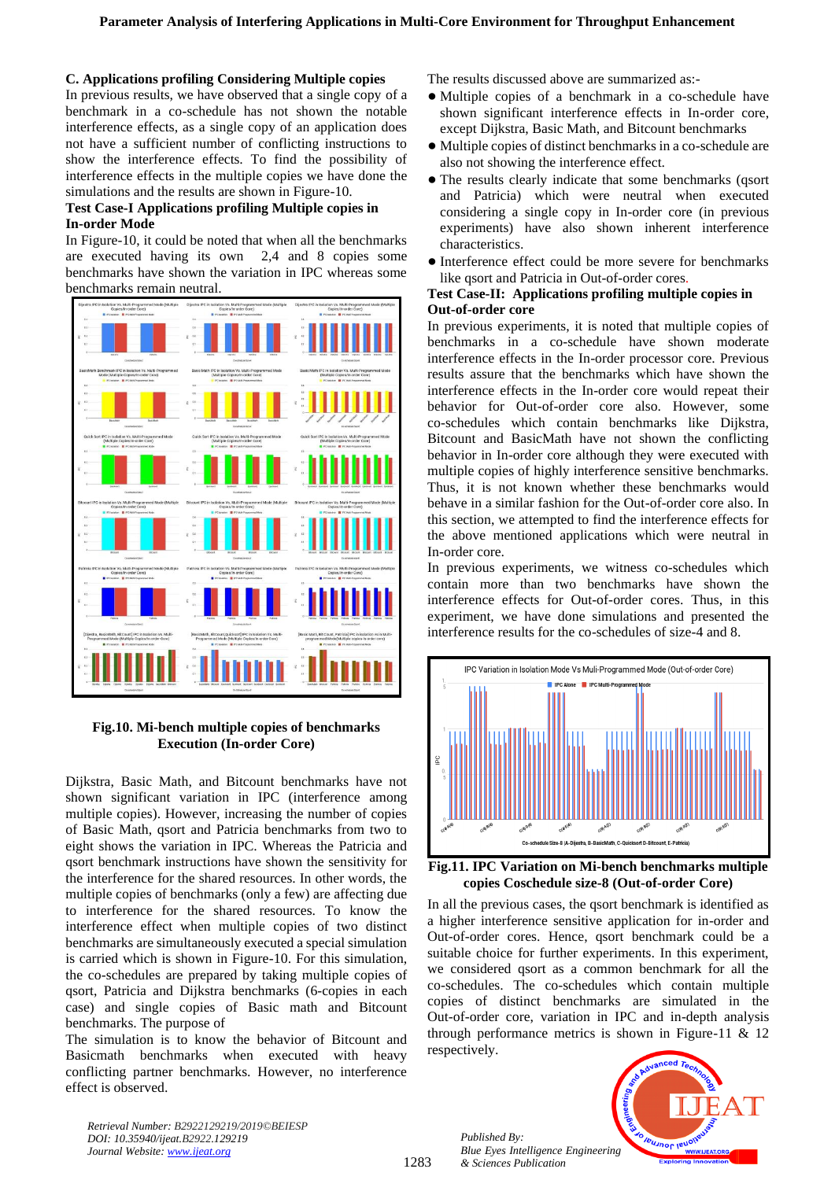### C. Applications profiling Considering Multiple copies

In previous results, we have observed that a single copy of a benchmark in a co-schedule has not shown the notable interference effects, as a single copy of an application does not have a sufficient number of conflicting instructions to show the interference effects. To find the possibility of interference effects in the multiple copies we have done the simulations and the results are shown in Figure-10.

#### Test Case-I Applications profiling Multiple copies in In-order Mode

In Figure-10, it could be noted that when all the benchmarks are executed having its own 2,4 and 8 copies some benchmarks have shown the variation in IPC whereas some benchmarks remain neutral.

**Fig.10. Mi-bench multiple copies of benchmarks Execution (In-order Core)**

Dijkstra, Basic Math, and Bitcount benchmarks have not shown significant variation in IPC (interference among multiple copies). However, increasing the number of copies of Basic Math, qsort and Patricia benchmarks from two to eight shows the variation in IPC. Whereas the Patricia and qsort benchmark instructions have shown the sensitivity for the interference for the shared resources. In other words, the multiple copies of benchmarks (only a few) are affecting due to interference for the shared resources. To know the interference effect when multiple copies of two distinct benchmarks are simultaneously executed a special simulation is carried which is shown in Figure-10. For this simulation, the co-schedules are prepared by taking multiple copies of qsort, Patricia and Dijkstra benchmarks (6-copies in each case) and single copies of Basic math and Bitcount benchmarks. The purpose of

The simulation is to know the behavior of Bitcount and Basicmath benchmarks when executed with heavy conflicting partner benchmarks. However, no interference effect is observed.

The results discussed above are summarized as:-

- Multiple copies of a benchmark in a co-schedule have shown significant interference effects in In-order core, except Dijkstra, Basic Math, and Bitcount benchmarks
- Multiple copies of distinct benchmarks in a co-schedule are also not showing the interference effect.
- The results clearly indicate that some benchmarks (qsort and Patricia) which were neutral when executed considering a single copy in In-order core (in previous experiments) have also shown inherent interference characteristics.
- Interference effect could be more severe for benchmarks like qsort and Patricia in Out-of-order cores.

#### Test Case-II: Applications profiling multiple copies in Out-of-order core

In previous experiments, it is noted that multiple copies of benchmarks in a co-schedule have shown moderate interference effects in the In-order processor core. Previous results assure that the benchmarks which have shown the interference effects in the In-order core would repeat their behavior for Out-of-order core also. However, some co-schedules which contain benchmarks like Dijkstra, Bitcount and BasicMath have not shown the conflicting behavior in In-order core although they were executed with multiple copies of highly interference sensitive benchmarks. Thus, it is not known whether these benchmarks would behave in a similar fashion for the Out-of-order core also. In this section, we attempted to find the interference effects for the above mentioned applications which were neutral in In-order core.

In previous experiments, we witness co-schedules which contain more than two benchmarks have shown the interference effects for Out-of-order cores. Thus, in this experiment, we have done simulations and presented the interference results for the co-schedules of size-4 and 8.

**Fig.11. IPC Variation on Mi-bench multiple copies Coschedule size-8 (Out-of-order Core)**

In all the previous cases, the qsort benchmark is identified as a higher interference sensitive application for in-order and Out-of-order cores. Hence, qsort benchmark could be a suitable choice for further experiments. In this experiment, we considered qsort as a common benchmark for all the co-schedules. The co-schedules which contain multiple copies of distinct benchmarks are simulated in the Out-of-order core, variation in IPC and in-depth analysis through performance metrics is shown in Figure-11 & 12 respectively.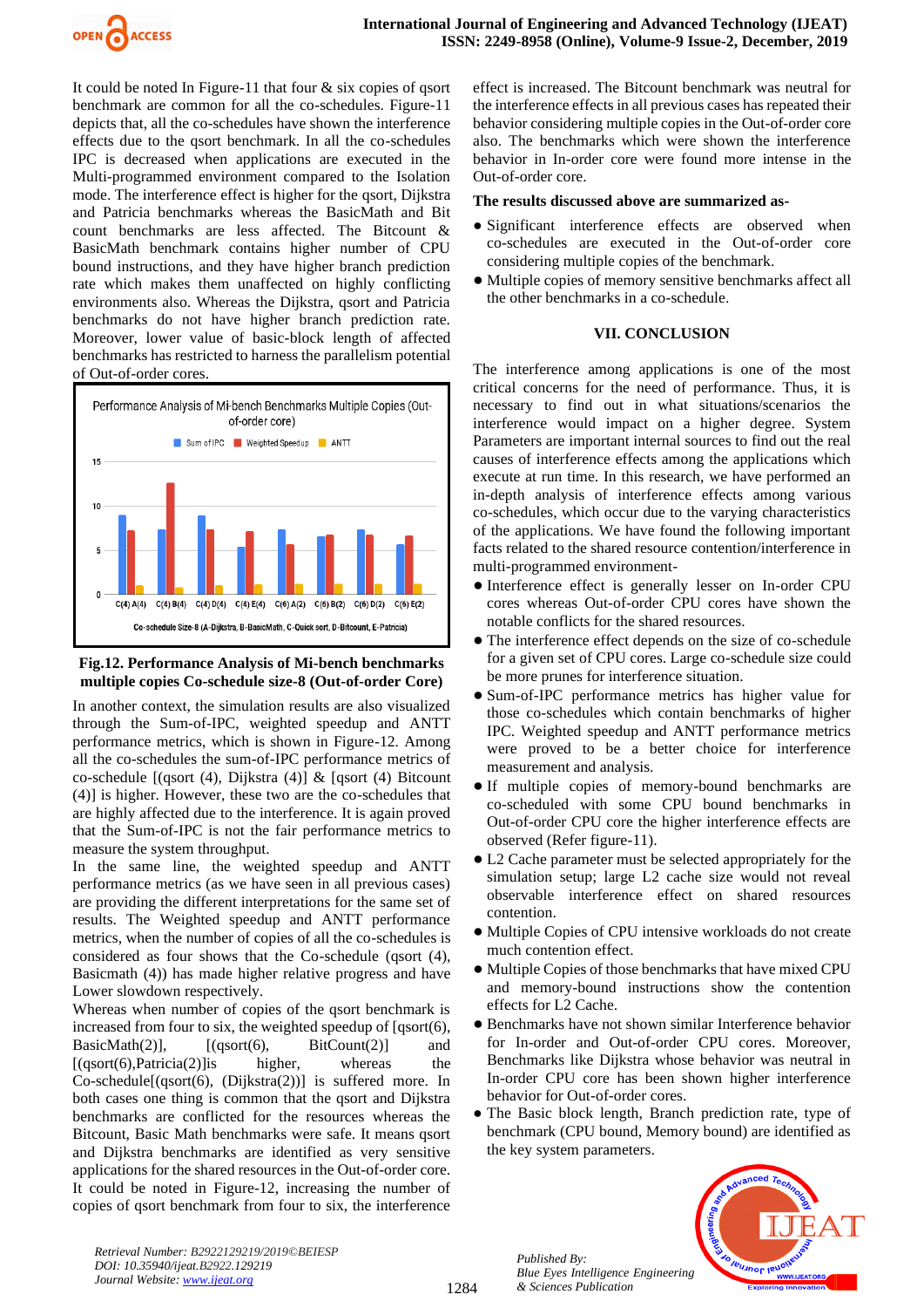It could be noted In Figure-11 that four & six copies of qsort benchmark are common for all the co-schedules. Figure-11 depicts that, all the co-schedules have shown the interference effects due to the qsort benchmark. In all the co-schedules IPC is decreased when applications are executed in the Multi-programmed environment compared to the Isolation mode. The interference effect is higher for the qsort, Dijkstra and Patricia benchmarks whereas the BasicMath and Bit count benchmarks are less affected. The Bitcount & BasicMath benchmark contains higher number of CPU bound instructions, and they have higher branch prediction rate which makes them unaffected on highly conflicting environments also. Whereas the Dijkstra, qsort and Patricia benchmarks do not have higher branch prediction rate. Moreover, lower value of basic-block length of affected benchmarks has restricted to harness the parallelism potential of Out-of-order cores.

**Fig.12. Performance Analysis of Mi-bench benchmarks multiple copies Co-schedule size-8 (Out-of-order Core)**

In another context, the simulation results are also visualized through the Sum-of-IPC, weighted speedup and ANTT performance metrics, which is shown in Figure-12. Among all the co-schedules the sum-of-IPC performance metrics of co-schedule [(qsort (4), Dijkstra (4)] & [qsort (4) Bitcount (4)] is higher. However, these two are the co-schedules that are highly affected due to the interference. It is again proved that the Sum-of-IPC is not the fair performance metrics to measure the system throughput.

In the same line, the weighted speedup and ANTT performance metrics (as we have seen in all previous cases) are providing the different interpretations for the same set of results. The Weighted speedup and ANTT performance metrics, when the number of copies of all the co-schedules is considered as four shows that the Co-schedule (qsort (4), Basicmath (4)) has made higher relative progress and have Lower slowdown respectively.

Whereas when number of copies of the qsort benchmark is increased from four to six, the weighted speedup of [qsort(6), BasicMath(2)], [(qsort(6), BitCount(2)] and [(qsort(6),Patricia(2)]is higher, whereas the Co-schedule[(qsort(6), (Dijkstra(2))] is suffered more. In both cases one thing is common that the qsort and Dijkstra benchmarks are conflicted for the resources whereas the Bitcount, Basic Math benchmarks were safe. It means qsort and Dijkstra benchmarks are identified as very sensitive applications for the shared resources in the Out-of-order core. It could be noted in Figure-12, increasing the number of copies of qsort benchmark from four to six, the interference effect is increased. The Bitcount benchmark was neutral for the interference effects in all previous cases has repeated their behavior considering multiple copies in the Out-of-order core also. The benchmarks which were shown the interference behavior in In-order core were found more intense in the Out-of-order core.

**The results discussed above are summarized as-**

- Significant interference effects are observed when co-schedules are executed in the Out-of-order core considering multiple copies of the benchmark.
- Multiple copies of memory sensitive benchmarks affect all the other benchmarks in a co-schedule.

## VII. CONCLUSION

The interference among applications is one of the most critical concerns for the need of performance. Thus, it is necessary to find out in what situations/scenarios the interference would impact on a higher degree. System Parameters are important internal sources to find out the real causes of interference effects among the applications which execute at run time. In this research, we have performed an in-depth analysis of interference effects among various co-schedules, which occur due to the varying characteristics of the applications. We have found the following important facts related to the shared resource contention/interference in multi-programmed environment-

- Interference effect is generally lesser on In-order CPU cores whereas Out-of-order CPU cores have shown the notable conflicts for the shared resources.
- The interference effect depends on the size of co-schedule for a given set of CPU cores. Large co-schedule size could be more prunes for interference situation.
- Sum-of-IPC performance metrics has higher value for those co-schedules which contain benchmarks of higher IPC. Weighted speedup and ANTT performance metrics were proved to be a better choice for interference measurement and analysis.
- If multiple copies of memory-bound benchmarks are co-scheduled with some CPU bound benchmarks in Out-of-order CPU core the higher interference effects are observed (Refer figure-11).
- L2 Cache parameter must be selected appropriately for the simulation setup; large L2 cache size would not reveal observable interference effect on shared resources contention.
- Multiple Copies of CPU intensive workloads do not create much contention effect.
- Multiple Copies of those benchmarks that have mixed CPU and memory-bound instructions show the contention effects for L2 Cache.
- Benchmarks have not shown similar Interference behavior for In-order and Out-of-order CPU cores. Moreover, Benchmarks like Dijkstra whose behavior was neutral in In-order CPU core has been shown higher interference behavior for Out-of-order cores.
- The Basic block length, Branch prediction rate, type of benchmark (CPU bound, Memory bound) are identified as the key system parameters.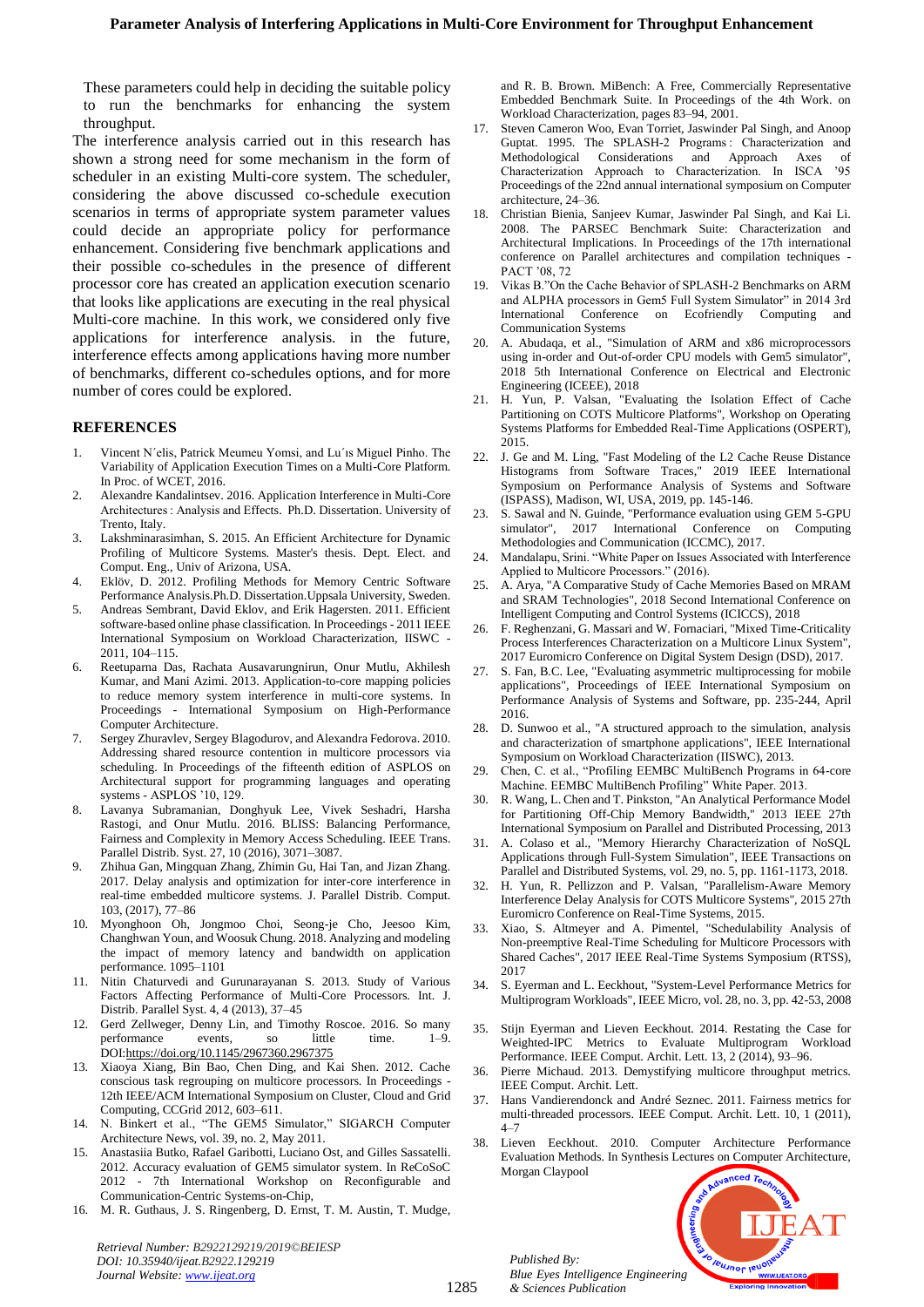These parameters could help in deciding the suitable policy to run the benchmarks for enhancing the system throughput.

The interference analysis carried out in this research has shown a strong need for some mechanism in the form of scheduler in an existing Multi-core system. The scheduler, considering the above discussed co-schedule execution scenarios in terms of appropriate system parameter values could decide an appropriate policy for performance enhancement. Considering five benchmark applications and their possible co-schedules in the presence of different processor core has created an application execution scenario that looks like applications are executing in the real physical Multi-core machine. In this work, we considered only five applications for interference analysis. in the future, interference effects among applications having more number of benchmarks, different co-schedules options, and for more number of cores could be explored.

## REFERENCES

1. Vincent N´elis, Patrick Meumeu Yomsi, and Lu´ıs Miguel Pinho. The Variability of Application Execution Times on a Multi-core Platform. In Proc. of WCET, 2016.
2. Alexandre Kandalintsev. 2016. Application Interference in Multi-Core Architectures : Analysis and Effects. Ph.D. Dissertation. University of Trento, Italy.
3. Lakshminarasimhan, S. 2015. An Efficient Architecture for Dynamic Profiling of Multicore Systems. Master's thesis. Dept. Elect. and Comput. Eng., Univ of Arizona, USA.
4. Eklöv, D. 2012. Profiling Methods for Memory Centric Software Performance Analysis.Ph.D. Dissertation.Uppsala University, Sweden.
5. Andreas Sembrant, David Eklov, and Erik Hagersten. 2011. Efficient software-based online phase classification. In Proceedings - 2011 IEEE International Symposium on Workload Characterization, IISWC - 2011, 104–115.
6. Reetuparna Das, Rachata Ausavarungnirun, Onur Mutlu, Akhilesh Kumar, and Mani Azimi. 2013. Application-to-core mapping policies to reduce memory system interference in multi-core systems. In Proceedings - International Symposium on High-Performance Computer Architecture.
7. Sergey Zhuravlev, Sergey Blagodurov, and Alexandra Fedorova. 2010. Addressing shared resource contention in multicore processors via scheduling. In Proceedings of the fifteenth edition of ASPLOS on Architectural support for programming languages and operating systems - ASPLOS '10, 129.
8. Lavanya Subramanian, Donghyuk Lee, Vivek Seshadri, Harsha Rastogi, and Onur Mutlu. 2016. BLISS: Balancing Performance, Fairness and Complexity in Memory Access Scheduling. IEEE Trans. Parallel Distrib. Syst. 27, 10 (2016), 3071–3087.
9. Zhihua Gan, Mingquan Zhang, Zhimin Gu, Hai Tan, and Jizan Zhang. 2017. Delay analysis and optimization for inter-core interference in real-time embedded multicore systems. J. Parallel Distrib. Comput. 103, (2017), 77–86
10. Myonghoon Oh, Jongmoo Choi, Seong-je Cho, Jeesoo Kim, Changhwan Youn, and Woosuk Chung. 2018. Analyzing and modeling the impact of memory latency and bandwidth on application performance. 1095–1101
11. Nitin Chaturvedi and Gurunarayanan S. 2013. Study of Various Factors Affecting Performance of Multi-Core Processors. Int. J. Distrib. Parallel Syst. 4, 4 (2013), 37–45
12. Gerd Zellweger, Denny Lin, and Timothy Roscoe. 2016. So many performance events, so little time. 1–9. DOI:https://doi.org/10.1145/2967360.2967375
13. Xiaoya Xiang, Bin Bao, Chen Ding, and Kai Shen. 2012. Cache conscious task regrouping on multicore processors. In Proceedings - 12th IEEE/ACM International Symposium on Cluster, Cloud and Grid Computing, CCGrid 2012, 603–611.
14. N. Binkert et al., "The GEM5 Simulator," SIGARCH Computer Architecture News, vol. 39, no. 2, May 2011.
15. Anastasiia Butko, Rafael Garibotti, Luciano Ost, and Gilles Sassatelli. 2012. Accuracy evaluation of GEM5 simulator system. In ReCoSoC 2012 - 7th International Workshop on Reconfigurable and Communication-Centric Systems-on-Chip,
16. M. R. Guthaus, J. S. Ringenberg, D. Ernst, T. M. Austin, T. Mudge, and R. B. Brown. MiBench: A Free, Commercially Representative Embedded Benchmark Suite. In Proceedings of the 4th Work. on Workload Characterization, pages 83–94, 2001.
17. Steven Cameron Woo, Evan Torriet, Jaswinder Pal Singh, and Anoop Guptat. 1995. The SPLASH-2 Programs : Characterization and Methodological Considerations and Approach Axes of Characterization Approach to Characterization. In ISCA '95 Proceedings of the 22nd annual international symposium on Computer architecture, 24–36.
18. Christian Bienia, Sanjeev Kumar, Jaswinder Pal Singh, and Kai Li. 2008. The PARSEC Benchmark Suite: Characterization and Architectural Implications. In Proceedings of the 17th international conference on Parallel architectures and compilation techniques - PACT '08, 72
19. Vikas B."On the Cache Behavior of SPLASH-2 Benchmarks on ARM and ALPHA processors in Gem5 Full System Simulator" in 2014 3rd International Conference on Ecofriendly Computing and Communication Systems
20. A. Abudaqa, et al., "Simulation of ARM and x86 microprocessors using in-order and Out-of-order CPU models with Gem5 simulator", 2018 5th International Conference on Electrical and Electronic Engineering (ICEEE), 2018
21. H. Yun, P. Valsan, "Evaluating the Isolation Effect of Cache Partitioning on COTS Multicore Platforms", Workshop on Operating Systems Platforms for Embedded Real-Time Applications (OSPERT), 2015.
22. J. Ge and M. Ling, "Fast Modeling of the L2 Cache Reuse Distance Histograms from Software Traces," 2019 IEEE International Symposium on Performance Analysis of Systems and Software (ISPASS), Madison, WI, USA, 2019, pp. 145-146.
23. S. Sawal and N. Guinde, "Performance evaluation using GEM 5-GPU simulator", 2017 International Conference on Computing Methodologies and Communication (ICCMC), 2017.
24. Mandalapu, Srini. "White Paper on Issues Associated with Interference Applied to Multicore Processors." (2016).
25. A. Arya, "A Comparative Study of Cache Memories Based on MRAM and SRAM Technologies", 2018 Second International Conference on Intelligent Computing and Control Systems (ICICCS), 2018
26. F. Reghenzani, G. Massari and W. Fornaciari, "Mixed Time-Criticality Process Interferences Characterization on a Multicore Linux System", 2017 Euromicro Conference on Digital System Design (DSD), 2017.
27. S. Fan, B.C. Lee, "Evaluating asymmetric multiprocessing for mobile applications", Proceedings of IEEE International Symposium on Performance Analysis of Systems and Software, pp. 235-244, April 2016.
28. D. Sunwoo et al., "A structured approach to the simulation, analysis and characterization of smartphone applications", IEEE International Symposium on Workload Characterization (IISWC), 2013.
29. Chen, C. et al., "Profiling EEMBC MultiBench Programs in 64-core Machine. EEMBC MultiBench Profiling" White Paper. 2013.
30. R. Wang, L. Chen and T. Pinkston, "An Analytical Performance Model for Partitioning Off-Chip Memory Bandwidth," 2013 IEEE 27th International Symposium on Parallel and Distributed Processing, 2013
31. A. Colaso et al., "Memory Hierarchy Characterization of NoSQL Applications through Full-System Simulation", IEEE Transactions on Parallel and Distributed Systems, vol. 29, no. 5, pp. 1161-1173, 2018.
32. H. Yun, R. Pellizzon and P. Valsan, "Parallelism-Aware Memory Interference Delay Analysis for COTS Multicore Systems", 2015 27th Euromicro Conference on Real-Time Systems, 2015.
33. Xiao, S. Altmeyer and A. Pimentel, "Schedulability Analysis of Non-preemptive Real-Time Scheduling for Multicore Processors with Shared Caches", 2017 IEEE Real-Time Systems Symposium (RTSS), 2017
34. S. Eyerman and L. Eeckhout, "System-Level Performance Metrics for Multiprogram Workloads", IEEE Micro, vol. 28, no. 3, pp. 42-53, 2008
35. Stijn Eyerman and Lieven Eeckhout. 2014. Restating the Case for Weighted-IPC Metrics to Evaluate Multiprogram Workload Performance. IEEE Comput. Archit. Lett. 13, 2 (2014), 93–96.
36. Pierre Michaud. 2013. Demystifying multicore throughput metrics. IEEE Comput. Archit. Lett.
37. Hans Vandierendonck and André Seznec. 2011. Fairness metrics for multi-threaded processors. IEEE Comput. Archit. Lett. 10, 1 (2011), 4–7
38. Lieven Eeckhout. 2010. Computer Architecture Performance Evaluation Methods. In Synthesis Lectures on Computer Architecture, Morgan Claypool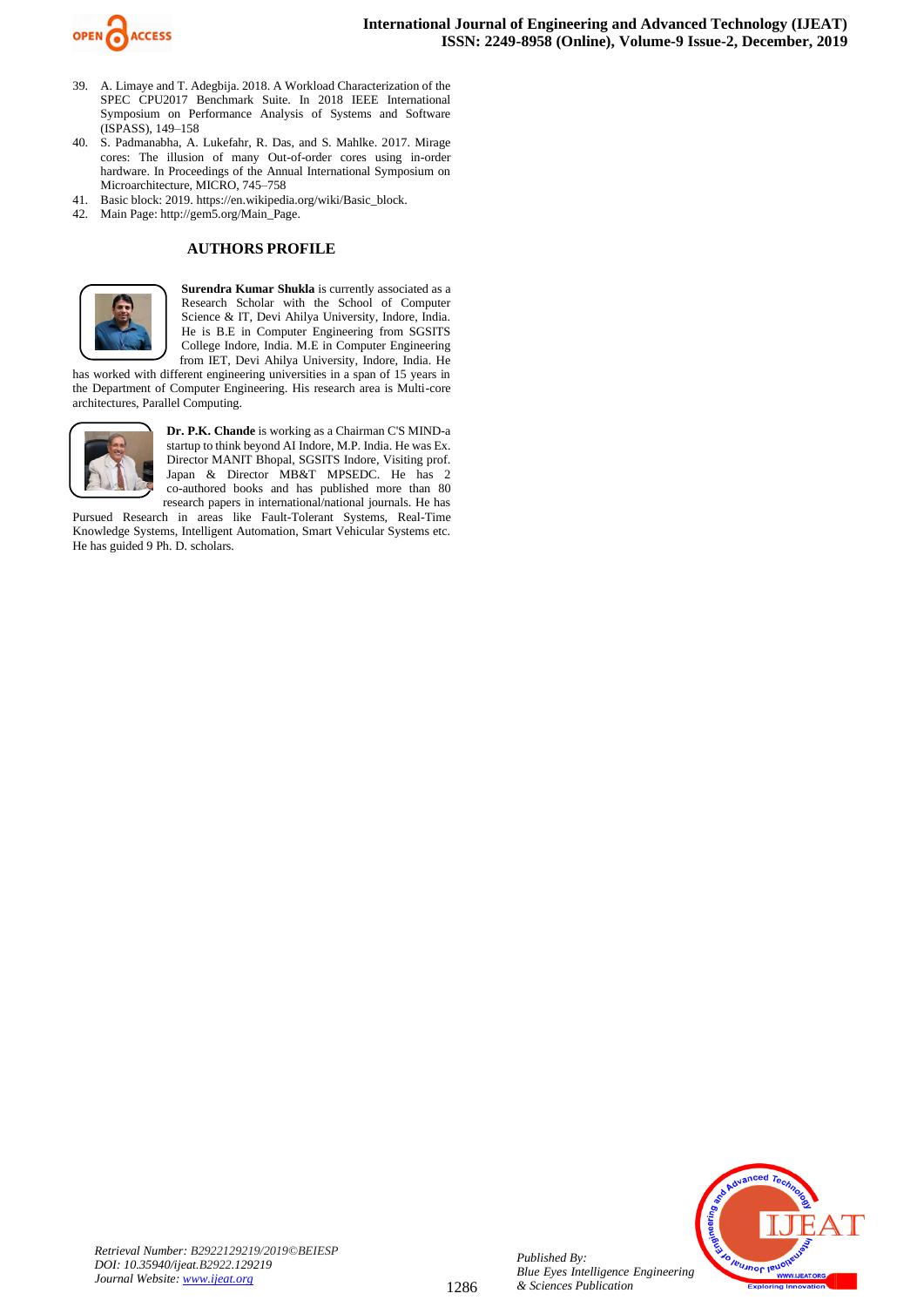39. A. Limaye and T. Adegbija. 2018. A Workload Characterization of the SPEC CPU2017 Benchmark Suite. In 2018 IEEE International Symposium on Performance Analysis of Systems and Software (ISPASS), 149–158
40. S. Padmanabha, A. Lukefahr, R. Das, and S. Mahlke. 2017. Mirage cores: The illusion of many Out-of-order cores using in-order hardware. In Proceedings of the Annual International Symposium on Microarchitecture, MICRO, 745–758
41. Basic block: 2019. https://en.wikipedia.org/wiki/Basic_block.
42. Main Page: http://gem5.org/Main_Page.

## AUTHORS PROFILE

**Surendra Kumar Shukla** is currently associated as a Research Scholar with the School of Computer Science & IT, Devi Ahilya University, Indore, India. He is B.E in Computer Engineering from SGSITS College Indore, India. M.E in Computer Engineering from IET, Devi Ahilya University, Indore, India. He has worked with different engineering universities in a span of 15 years in the Department of Computer Engineering. His research area is Multi-core architectures, Parallel Computing.

**Dr. P.K. Chande** is working as a Chairman C'S MIND-a startup to think beyond AI Indore, M.P. India. He was Ex. Director MANIT Bhopal, SGSITS Indore, Visiting prof. Japan & Director MB&T MPSEDC. He has 2 co-authored books and has published more than 80 research papers in international/national journals. He has Pursued Research in areas like Fault-Tolerant Systems, Real-Time Knowledge Systems, Intelligent Automation, Smart Vehicular Systems etc. He has guided 9 Ph. D. scholars.